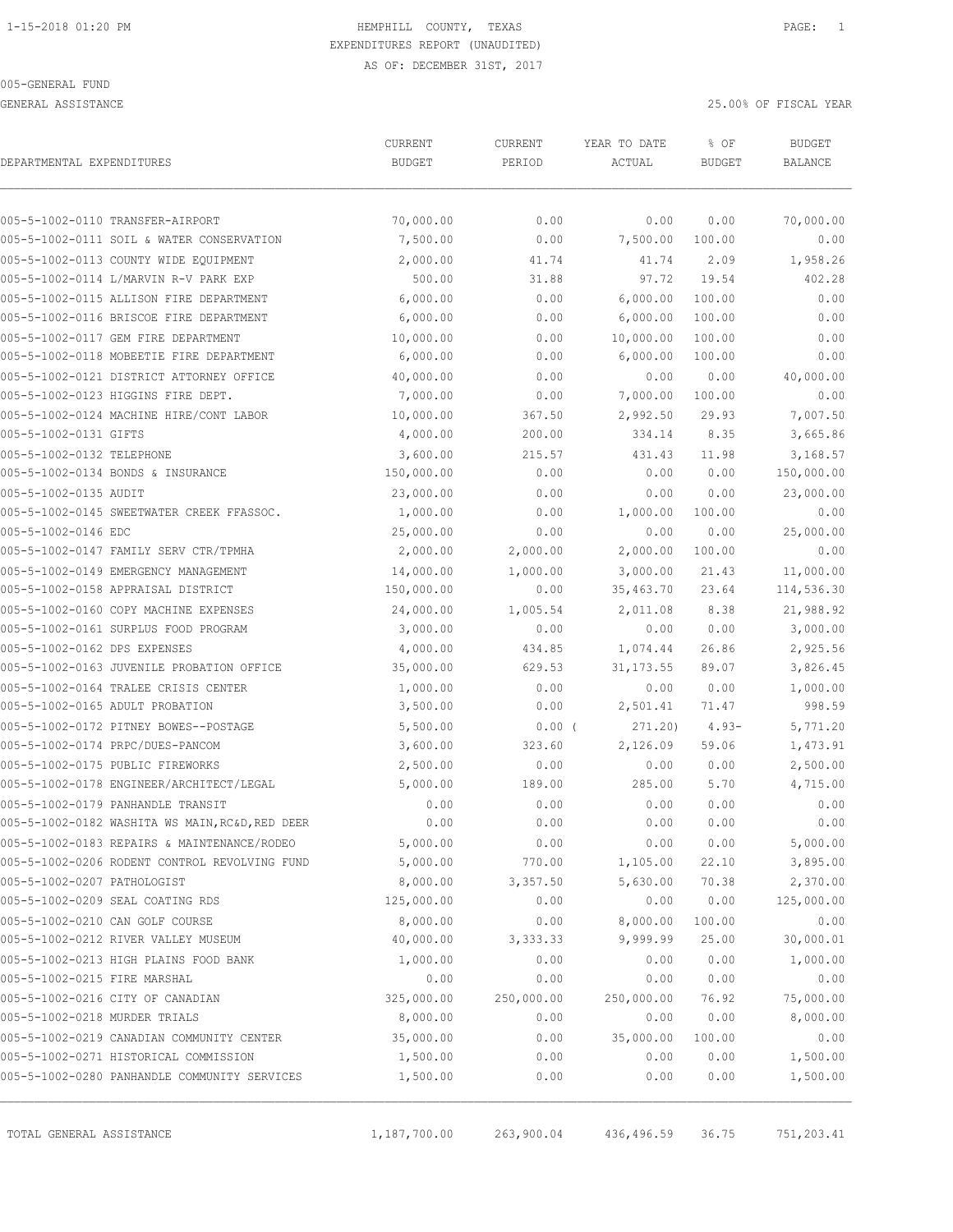1-15-2018 01:20 PM

HEMPHILL COUNTY, TEXAS
EXPENDITURES REPORT (UNAUDITED)
AS OF: DECEMBER 31ST, 2017

005-GENERAL FUND

GENERAL ASSISTANCE

25.00% OF FISCAL YEAR

| DEPARTMENTAL EXPENDITURES | CURRENT BUDGET | CURRENT PERIOD | YEAR TO DATE ACTUAL | % OF BUDGET | BUDGET BALANCE |
|---|---|---|---|---|---|
| 005-5-1002-0110 TRANSFER-AIRPORT | 70,000.00 | 0.00 | 0.00 | 0.00 | 70,000.00 |
| 005-5-1002-0111 SOIL & WATER CONSERVATION | 7,500.00 | 0.00 | 7,500.00 | 100.00 | 0.00 |
| 005-5-1002-0113 COUNTY WIDE EQUIPMENT | 2,000.00 | 41.74 | 41.74 | 2.09 | 1,958.26 |
| 005-5-1002-0114 L/MARVIN R-V PARK EXP | 500.00 | 31.88 | 97.72 | 19.54 | 402.28 |
| 005-5-1002-0115 ALLISON FIRE DEPARTMENT | 6,000.00 | 0.00 | 6,000.00 | 100.00 | 0.00 |
| 005-5-1002-0116 BRISCOE FIRE DEPARTMENT | 6,000.00 | 0.00 | 6,000.00 | 100.00 | 0.00 |
| 005-5-1002-0117 GEM FIRE DEPARTMENT | 10,000.00 | 0.00 | 10,000.00 | 100.00 | 0.00 |
| 005-5-1002-0118 MOBEETIE FIRE DEPARTMENT | 6,000.00 | 0.00 | 6,000.00 | 100.00 | 0.00 |
| 005-5-1002-0121 DISTRICT ATTORNEY OFFICE | 40,000.00 | 0.00 | 0.00 | 0.00 | 40,000.00 |
| 005-5-1002-0123 HIGGINS FIRE DEPT. | 7,000.00 | 0.00 | 7,000.00 | 100.00 | 0.00 |
| 005-5-1002-0124 MACHINE HIRE/CONT LABOR | 10,000.00 | 367.50 | 2,992.50 | 29.93 | 7,007.50 |
| 005-5-1002-0131 GIFTS | 4,000.00 | 200.00 | 334.14 | 8.35 | 3,665.86 |
| 005-5-1002-0132 TELEPHONE | 3,600.00 | 215.57 | 431.43 | 11.98 | 3,168.57 |
| 005-5-1002-0134 BONDS & INSURANCE | 150,000.00 | 0.00 | 0.00 | 0.00 | 150,000.00 |
| 005-5-1002-0135 AUDIT | 23,000.00 | 0.00 | 0.00 | 0.00 | 23,000.00 |
| 005-5-1002-0145 SWEETWATER CREEK FFASSOC. | 1,000.00 | 0.00 | 1,000.00 | 100.00 | 0.00 |
| 005-5-1002-0146 EDC | 25,000.00 | 0.00 | 0.00 | 0.00 | 25,000.00 |
| 005-5-1002-0147 FAMILY SERV CTR/TPMHA | 2,000.00 | 2,000.00 | 2,000.00 | 100.00 | 0.00 |
| 005-5-1002-0149 EMERGENCY MANAGEMENT | 14,000.00 | 1,000.00 | 3,000.00 | 21.43 | 11,000.00 |
| 005-5-1002-0158 APPRAISAL DISTRICT | 150,000.00 | 0.00 | 35,463.70 | 23.64 | 114,536.30 |
| 005-5-1002-0160 COPY MACHINE EXPENSES | 24,000.00 | 1,005.54 | 2,011.08 | 8.38 | 21,988.92 |
| 005-5-1002-0161 SURPLUS FOOD PROGRAM | 3,000.00 | 0.00 | 0.00 | 0.00 | 3,000.00 |
| 005-5-1002-0162 DPS EXPENSES | 4,000.00 | 434.85 | 1,074.44 | 26.86 | 2,925.56 |
| 005-5-1002-0163 JUVENILE PROBATION OFFICE | 35,000.00 | 629.53 | 31,173.55 | 89.07 | 3,826.45 |
| 005-5-1002-0164 TRALEE CRISIS CENTER | 1,000.00 | 0.00 | 0.00 | 0.00 | 1,000.00 |
| 005-5-1002-0165 ADULT PROBATION | 3,500.00 | 0.00 | 2,501.41 | 71.47 | 998.59 |
| 005-5-1002-0172 PITNEY BOWES--POSTAGE | 5,500.00 | 0.00 | ( 271.20) | 4.93- | 5,771.20 |
| 005-5-1002-0174 PRPC/DUES-PANCOM | 3,600.00 | 323.60 | 2,126.09 | 59.06 | 1,473.91 |
| 005-5-1002-0175 PUBLIC FIREWORKS | 2,500.00 | 0.00 | 0.00 | 0.00 | 2,500.00 |
| 005-5-1002-0178 ENGINEER/ARCHITECT/LEGAL | 5,000.00 | 189.00 | 285.00 | 5.70 | 4,715.00 |
| 005-5-1002-0179 PANHANDLE TRANSIT | 0.00 | 0.00 | 0.00 | 0.00 | 0.00 |
| 005-5-1002-0182 WASHITA WS MAIN,RC&D,RED DEER | 0.00 | 0.00 | 0.00 | 0.00 | 0.00 |
| 005-5-1002-0183 REPAIRS & MAINTENANCE/RODEO | 5,000.00 | 0.00 | 0.00 | 0.00 | 5,000.00 |
| 005-5-1002-0206 RODENT CONTROL REVOLVING FUND | 5,000.00 | 770.00 | 1,105.00 | 22.10 | 3,895.00 |
| 005-5-1002-0207 PATHOLOGIST | 8,000.00 | 3,357.50 | 5,630.00 | 70.38 | 2,370.00 |
| 005-5-1002-0209 SEAL COATING RDS | 125,000.00 | 0.00 | 0.00 | 0.00 | 125,000.00 |
| 005-5-1002-0210 CAN GOLF COURSE | 8,000.00 | 0.00 | 8,000.00 | 100.00 | 0.00 |
| 005-5-1002-0212 RIVER VALLEY MUSEUM | 40,000.00 | 3,333.33 | 9,999.99 | 25.00 | 30,000.01 |
| 005-5-1002-0213 HIGH PLAINS FOOD BANK | 1,000.00 | 0.00 | 0.00 | 0.00 | 1,000.00 |
| 005-5-1002-0215 FIRE MARSHAL | 0.00 | 0.00 | 0.00 | 0.00 | 0.00 |
| 005-5-1002-0216 CITY OF CANADIAN | 325,000.00 | 250,000.00 | 250,000.00 | 76.92 | 75,000.00 |
| 005-5-1002-0218 MURDER TRIALS | 8,000.00 | 0.00 | 0.00 | 0.00 | 8,000.00 |
| 005-5-1002-0219 CANADIAN COMMUNITY CENTER | 35,000.00 | 0.00 | 35,000.00 | 100.00 | 0.00 |
| 005-5-1002-0271 HISTORICAL COMMISSION | 1,500.00 | 0.00 | 0.00 | 0.00 | 1,500.00 |
| 005-5-1002-0280 PANHANDLE COMMUNITY SERVICES | 1,500.00 | 0.00 | 0.00 | 0.00 | 1,500.00 |
| TOTAL GENERAL ASSISTANCE | 1,187,700.00 | 263,900.04 | 436,496.59 | 36.75 | 751,203.41 |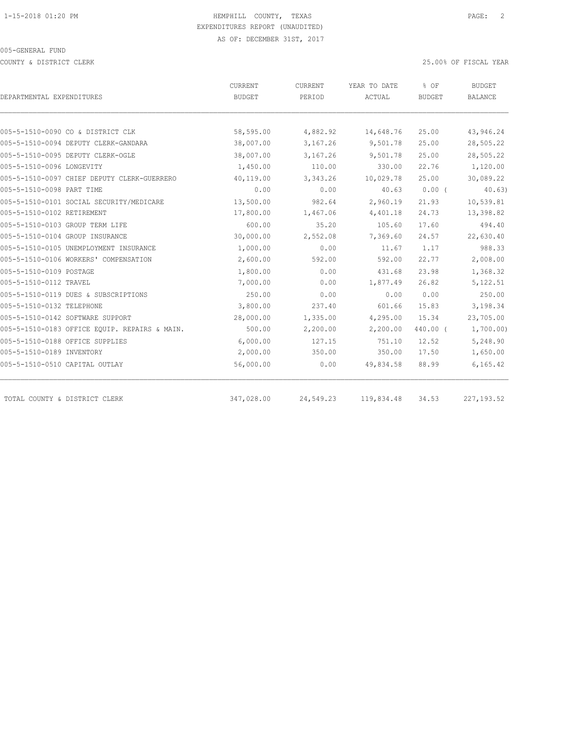HEMPHILL COUNTY, TEXAS
EXPENDITURES REPORT (UNAUDITED)
AS OF: DECEMBER 31ST, 2017

005-GENERAL FUND

COUNTY & DISTRICT CLERK

25.00% OF FISCAL YEAR

| DEPARTMENTAL EXPENDITURES | CURRENT BUDGET | CURRENT PERIOD | YEAR TO DATE ACTUAL | % OF BUDGET | BUDGET BALANCE |
|---|---|---|---|---|---|
| 005-5-1510-0090 CO & DISTRICT CLK | 58,595.00 | 4,882.92 | 14,648.76 | 25.00 | 43,946.24 |
| 005-5-1510-0094 DEPUTY CLERK-GANDARA | 38,007.00 | 3,167.26 | 9,501.78 | 25.00 | 28,505.22 |
| 005-5-1510-0095 DEPUTY CLERK-OGLE | 38,007.00 | 3,167.26 | 9,501.78 | 25.00 | 28,505.22 |
| 005-5-1510-0096 LONGEVITY | 1,450.00 | 110.00 | 330.00 | 22.76 | 1,120.00 |
| 005-5-1510-0097 CHIEF DEPUTY CLERK-GUERRERO | 40,119.00 | 3,343.26 | 10,029.78 | 25.00 | 30,089.22 |
| 005-5-1510-0098 PART TIME | 0.00 | 0.00 | 40.63 | 0.00 ( | 40.63) |
| 005-5-1510-0101 SOCIAL SECURITY/MEDICARE | 13,500.00 | 982.64 | 2,960.19 | 21.93 | 10,539.81 |
| 005-5-1510-0102 RETIREMENT | 17,800.00 | 1,467.06 | 4,401.18 | 24.73 | 13,398.82 |
| 005-5-1510-0103 GROUP TERM LIFE | 600.00 | 35.20 | 105.60 | 17.60 | 494.40 |
| 005-5-1510-0104 GROUP INSURANCE | 30,000.00 | 2,552.08 | 7,369.60 | 24.57 | 22,630.40 |
| 005-5-1510-0105 UNEMPLOYMENT INSURANCE | 1,000.00 | 0.00 | 11.67 | 1.17 | 988.33 |
| 005-5-1510-0106 WORKERS' COMPENSATION | 2,600.00 | 592.00 | 592.00 | 22.77 | 2,008.00 |
| 005-5-1510-0109 POSTAGE | 1,800.00 | 0.00 | 431.68 | 23.98 | 1,368.32 |
| 005-5-1510-0112 TRAVEL | 7,000.00 | 0.00 | 1,877.49 | 26.82 | 5,122.51 |
| 005-5-1510-0119 DUES & SUBSCRIPTIONS | 250.00 | 0.00 | 0.00 | 0.00 | 250.00 |
| 005-5-1510-0132 TELEPHONE | 3,800.00 | 237.40 | 601.66 | 15.83 | 3,198.34 |
| 005-5-1510-0142 SOFTWARE SUPPORT | 28,000.00 | 1,335.00 | 4,295.00 | 15.34 | 23,705.00 |
| 005-5-1510-0183 OFFICE EQUIP. REPAIRS & MAIN. | 500.00 | 2,200.00 | 2,200.00 | 440.00 ( | 1,700.00) |
| 005-5-1510-0188 OFFICE SUPPLIES | 6,000.00 | 127.15 | 751.10 | 12.52 | 5,248.90 |
| 005-5-1510-0189 INVENTORY | 2,000.00 | 350.00 | 350.00 | 17.50 | 1,650.00 |
| 005-5-1510-0510 CAPITAL OUTLAY | 56,000.00 | 0.00 | 49,834.58 | 88.99 | 6,165.42 |
| TOTAL COUNTY & DISTRICT CLERK | 347,028.00 | 24,549.23 | 119,834.48 | 34.53 | 227,193.52 |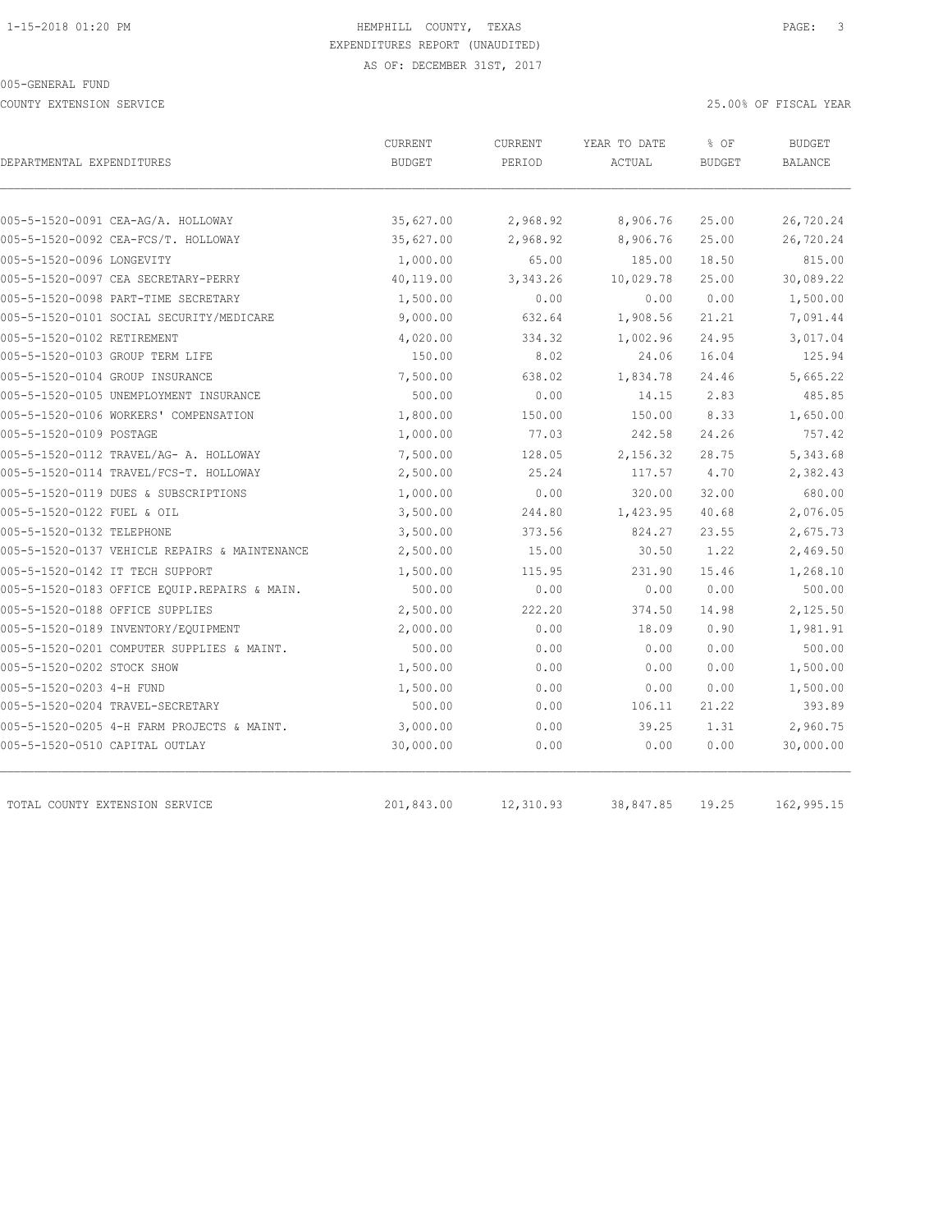HEMPHILL COUNTY, TEXAS

EXPENDITURES REPORT (UNAUDITED)

AS OF: DECEMBER 31ST, 2017

005-GENERAL FUND

COUNTY EXTENSION SERVICE

25.00% OF FISCAL YEAR

| DEPARTMENTAL EXPENDITURES | CURRENT BUDGET | CURRENT PERIOD | YEAR TO DATE ACTUAL | % OF BUDGET | BUDGET BALANCE |
|---|---|---|---|---|---|
| 005-5-1520-0091 CEA-AG/A. HOLLOWAY | 35,627.00 | 2,968.92 | 8,906.76 | 25.00 | 26,720.24 |
| 005-5-1520-0092 CEA-FCS/T. HOLLOWAY | 35,627.00 | 2,968.92 | 8,906.76 | 25.00 | 26,720.24 |
| 005-5-1520-0096 LONGEVITY | 1,000.00 | 65.00 | 185.00 | 18.50 | 815.00 |
| 005-5-1520-0097 CEA SECRETARY-PERRY | 40,119.00 | 3,343.26 | 10,029.78 | 25.00 | 30,089.22 |
| 005-5-1520-0098 PART-TIME SECRETARY | 1,500.00 | 0.00 | 0.00 | 0.00 | 1,500.00 |
| 005-5-1520-0101 SOCIAL SECURITY/MEDICARE | 9,000.00 | 632.64 | 1,908.56 | 21.21 | 7,091.44 |
| 005-5-1520-0102 RETIREMENT | 4,020.00 | 334.32 | 1,002.96 | 24.95 | 3,017.04 |
| 005-5-1520-0103 GROUP TERM LIFE | 150.00 | 8.02 | 24.06 | 16.04 | 125.94 |
| 005-5-1520-0104 GROUP INSURANCE | 7,500.00 | 638.02 | 1,834.78 | 24.46 | 5,665.22 |
| 005-5-1520-0105 UNEMPLOYMENT INSURANCE | 500.00 | 0.00 | 14.15 | 2.83 | 485.85 |
| 005-5-1520-0106 WORKERS' COMPENSATION | 1,800.00 | 150.00 | 150.00 | 8.33 | 1,650.00 |
| 005-5-1520-0109 POSTAGE | 1,000.00 | 77.03 | 242.58 | 24.26 | 757.42 |
| 005-5-1520-0112 TRAVEL/AG- A. HOLLOWAY | 7,500.00 | 128.05 | 2,156.32 | 28.75 | 5,343.68 |
| 005-5-1520-0114 TRAVEL/FCS-T. HOLLOWAY | 2,500.00 | 25.24 | 117.57 | 4.70 | 2,382.43 |
| 005-5-1520-0119 DUES & SUBSCRIPTIONS | 1,000.00 | 0.00 | 320.00 | 32.00 | 680.00 |
| 005-5-1520-0122 FUEL & OIL | 3,500.00 | 244.80 | 1,423.95 | 40.68 | 2,076.05 |
| 005-5-1520-0132 TELEPHONE | 3,500.00 | 373.56 | 824.27 | 23.55 | 2,675.73 |
| 005-5-1520-0137 VEHICLE REPAIRS & MAINTENANCE | 2,500.00 | 15.00 | 30.50 | 1.22 | 2,469.50 |
| 005-5-1520-0142 IT TECH SUPPORT | 1,500.00 | 115.95 | 231.90 | 15.46 | 1,268.10 |
| 005-5-1520-0183 OFFICE EQUIP.REPAIRS & MAIN. | 500.00 | 0.00 | 0.00 | 0.00 | 500.00 |
| 005-5-1520-0188 OFFICE SUPPLIES | 2,500.00 | 222.20 | 374.50 | 14.98 | 2,125.50 |
| 005-5-1520-0189 INVENTORY/EQUIPMENT | 2,000.00 | 0.00 | 18.09 | 0.90 | 1,981.91 |
| 005-5-1520-0201 COMPUTER SUPPLIES & MAINT. | 500.00 | 0.00 | 0.00 | 0.00 | 500.00 |
| 005-5-1520-0202 STOCK SHOW | 1,500.00 | 0.00 | 0.00 | 0.00 | 1,500.00 |
| 005-5-1520-0203 4-H FUND | 1,500.00 | 0.00 | 0.00 | 0.00 | 1,500.00 |
| 005-5-1520-0204 TRAVEL-SECRETARY | 500.00 | 0.00 | 106.11 | 21.22 | 393.89 |
| 005-5-1520-0205 4-H FARM PROJECTS & MAINT. | 3,000.00 | 0.00 | 39.25 | 1.31 | 2,960.75 |
| 005-5-1520-0510 CAPITAL OUTLAY | 30,000.00 | 0.00 | 0.00 | 0.00 | 30,000.00 |
| TOTAL COUNTY EXTENSION SERVICE | 201,843.00 | 12,310.93 | 38,847.85 | 19.25 | 162,995.15 |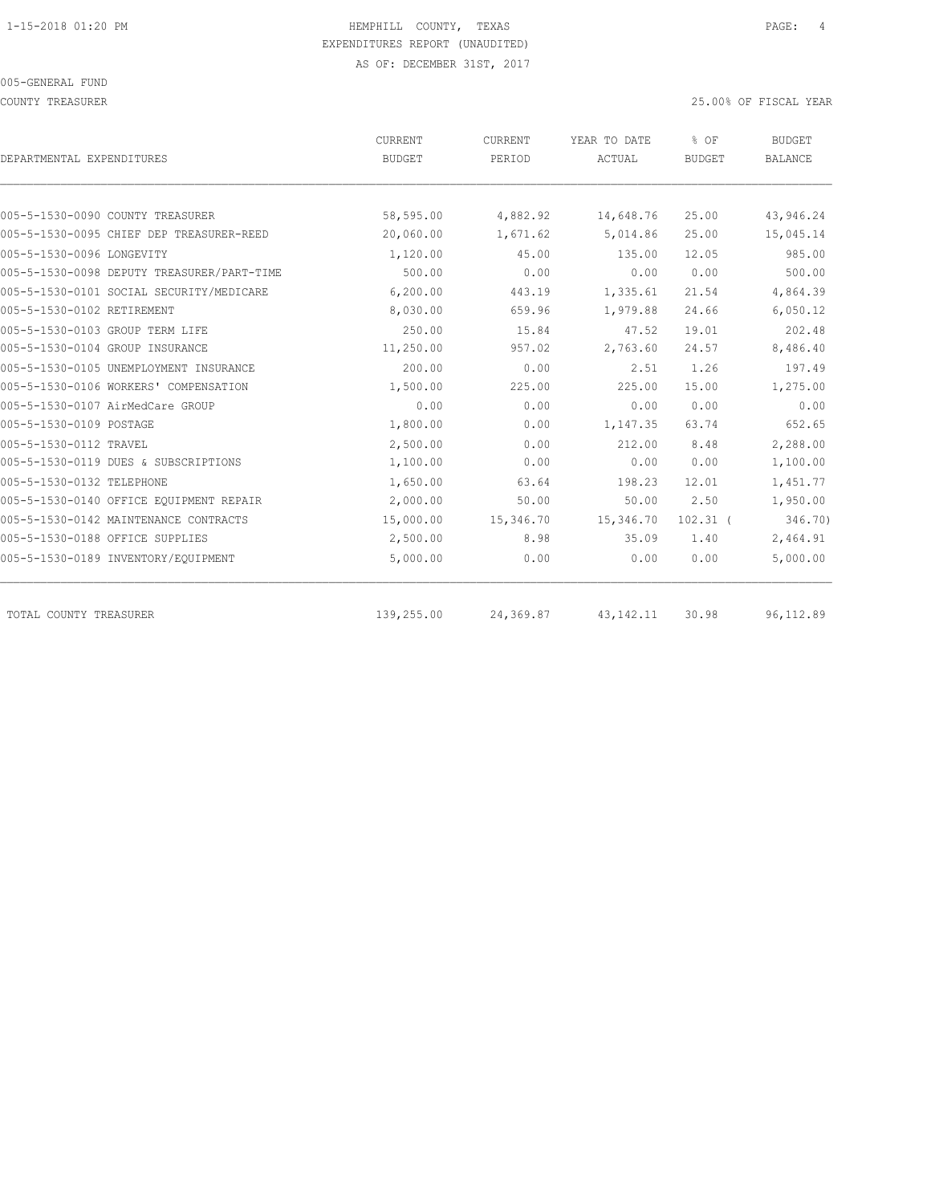HEMPHILL COUNTY, TEXAS
EXPENDITURES REPORT (UNAUDITED)
AS OF: DECEMBER 31ST, 2017

005-GENERAL FUND
COUNTY TREASURER

25.00% OF FISCAL YEAR

| DEPARTMENTAL EXPENDITURES | CURRENT BUDGET | CURRENT PERIOD | YEAR TO DATE ACTUAL | % OF BUDGET | BUDGET BALANCE |
|---|---|---|---|---|---|
| 005-5-1530-0090 COUNTY TREASURER | 58,595.00 | 4,882.92 | 14,648.76 | 25.00 | 43,946.24 |
| 005-5-1530-0095 CHIEF DEP TREASURER-REED | 20,060.00 | 1,671.62 | 5,014.86 | 25.00 | 15,045.14 |
| 005-5-1530-0096 LONGEVITY | 1,120.00 | 45.00 | 135.00 | 12.05 | 985.00 |
| 005-5-1530-0098 DEPUTY TREASURER/PART-TIME | 500.00 | 0.00 | 0.00 | 0.00 | 500.00 |
| 005-5-1530-0101 SOCIAL SECURITY/MEDICARE | 6,200.00 | 443.19 | 1,335.61 | 21.54 | 4,864.39 |
| 005-5-1530-0102 RETIREMENT | 8,030.00 | 659.96 | 1,979.88 | 24.66 | 6,050.12 |
| 005-5-1530-0103 GROUP TERM LIFE | 250.00 | 15.84 | 47.52 | 19.01 | 202.48 |
| 005-5-1530-0104 GROUP INSURANCE | 11,250.00 | 957.02 | 2,763.60 | 24.57 | 8,486.40 |
| 005-5-1530-0105 UNEMPLOYMENT INSURANCE | 200.00 | 0.00 | 2.51 | 1.26 | 197.49 |
| 005-5-1530-0106 WORKERS' COMPENSATION | 1,500.00 | 225.00 | 225.00 | 15.00 | 1,275.00 |
| 005-5-1530-0107 AirMedCare GROUP | 0.00 | 0.00 | 0.00 | 0.00 | 0.00 |
| 005-5-1530-0109 POSTAGE | 1,800.00 | 0.00 | 1,147.35 | 63.74 | 652.65 |
| 005-5-1530-0112 TRAVEL | 2,500.00 | 0.00 | 212.00 | 8.48 | 2,288.00 |
| 005-5-1530-0119 DUES & SUBSCRIPTIONS | 1,100.00 | 0.00 | 0.00 | 0.00 | 1,100.00 |
| 005-5-1530-0132 TELEPHONE | 1,650.00 | 63.64 | 198.23 | 12.01 | 1,451.77 |
| 005-5-1530-0140 OFFICE EQUIPMENT REPAIR | 2,000.00 | 50.00 | 50.00 | 2.50 | 1,950.00 |
| 005-5-1530-0142 MAINTENANCE CONTRACTS | 15,000.00 | 15,346.70 | 15,346.70 | 102.31 | ( 346.70) |
| 005-5-1530-0188 OFFICE SUPPLIES | 2,500.00 | 8.98 | 35.09 | 1.40 | 2,464.91 |
| 005-5-1530-0189 INVENTORY/EQUIPMENT | 5,000.00 | 0.00 | 0.00 | 0.00 | 5,000.00 |
| TOTAL COUNTY TREASURER | 139,255.00 | 24,369.87 | 43,142.11 | 30.98 | 96,112.89 |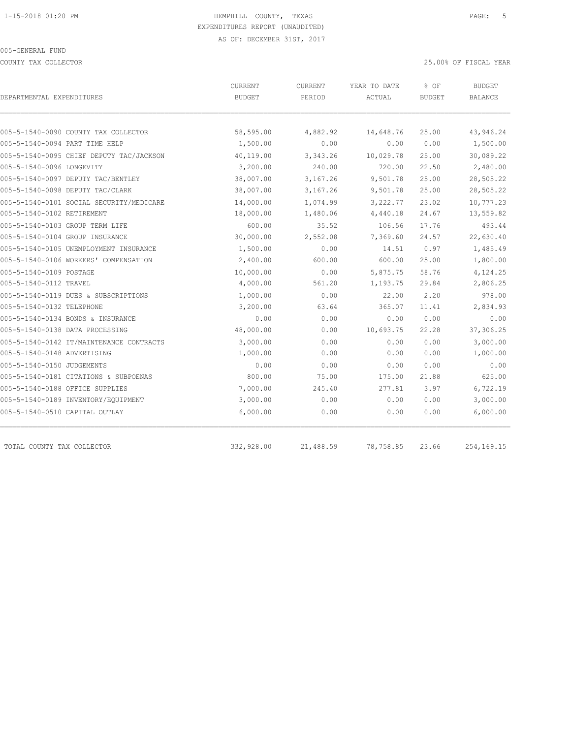HEMPHILL COUNTY, TEXAS
EXPENDITURES REPORT (UNAUDITED)
AS OF: DECEMBER 31ST, 2017

005-GENERAL FUND

COUNTY TAX COLLECTOR — 25.00% OF FISCAL YEAR

| DEPARTMENTAL EXPENDITURES | CURRENT BUDGET | CURRENT PERIOD | YEAR TO DATE ACTUAL | % OF BUDGET | BUDGET BALANCE |
|---|---|---|---|---|---|
| 005-5-1540-0090 COUNTY TAX COLLECTOR | 58,595.00 | 4,882.92 | 14,648.76 | 25.00 | 43,946.24 |
| 005-5-1540-0094 PART TIME HELP | 1,500.00 | 0.00 | 0.00 | 0.00 | 1,500.00 |
| 005-5-1540-0095 CHIEF DEPUTY TAC/JACKSON | 40,119.00 | 3,343.26 | 10,029.78 | 25.00 | 30,089.22 |
| 005-5-1540-0096 LONGEVITY | 3,200.00 | 240.00 | 720.00 | 22.50 | 2,480.00 |
| 005-5-1540-0097 DEPUTY TAC/BENTLEY | 38,007.00 | 3,167.26 | 9,501.78 | 25.00 | 28,505.22 |
| 005-5-1540-0098 DEPUTY TAC/CLARK | 38,007.00 | 3,167.26 | 9,501.78 | 25.00 | 28,505.22 |
| 005-5-1540-0101 SOCIAL SECURITY/MEDICARE | 14,000.00 | 1,074.99 | 3,222.77 | 23.02 | 10,777.23 |
| 005-5-1540-0102 RETIREMENT | 18,000.00 | 1,480.06 | 4,440.18 | 24.67 | 13,559.82 |
| 005-5-1540-0103 GROUP TERM LIFE | 600.00 | 35.52 | 106.56 | 17.76 | 493.44 |
| 005-5-1540-0104 GROUP INSURANCE | 30,000.00 | 2,552.08 | 7,369.60 | 24.57 | 22,630.40 |
| 005-5-1540-0105 UNEMPLOYMENT INSURANCE | 1,500.00 | 0.00 | 14.51 | 0.97 | 1,485.49 |
| 005-5-1540-0106 WORKERS' COMPENSATION | 2,400.00 | 600.00 | 600.00 | 25.00 | 1,800.00 |
| 005-5-1540-0109 POSTAGE | 10,000.00 | 0.00 | 5,875.75 | 58.76 | 4,124.25 |
| 005-5-1540-0112 TRAVEL | 4,000.00 | 561.20 | 1,193.75 | 29.84 | 2,806.25 |
| 005-5-1540-0119 DUES & SUBSCRIPTIONS | 1,000.00 | 0.00 | 22.00 | 2.20 | 978.00 |
| 005-5-1540-0132 TELEPHONE | 3,200.00 | 63.64 | 365.07 | 11.41 | 2,834.93 |
| 005-5-1540-0134 BONDS & INSURANCE | 0.00 | 0.00 | 0.00 | 0.00 | 0.00 |
| 005-5-1540-0138 DATA PROCESSING | 48,000.00 | 0.00 | 10,693.75 | 22.28 | 37,306.25 |
| 005-5-1540-0142 IT/MAINTENANCE CONTRACTS | 3,000.00 | 0.00 | 0.00 | 0.00 | 3,000.00 |
| 005-5-1540-0148 ADVERTISING | 1,000.00 | 0.00 | 0.00 | 0.00 | 1,000.00 |
| 005-5-1540-0150 JUDGEMENTS | 0.00 | 0.00 | 0.00 | 0.00 | 0.00 |
| 005-5-1540-0181 CITATIONS & SUBPOENAS | 800.00 | 75.00 | 175.00 | 21.88 | 625.00 |
| 005-5-1540-0188 OFFICE SUPPLIES | 7,000.00 | 245.40 | 277.81 | 3.97 | 6,722.19 |
| 005-5-1540-0189 INVENTORY/EQUIPMENT | 3,000.00 | 0.00 | 0.00 | 0.00 | 3,000.00 |
| 005-5-1540-0510 CAPITAL OUTLAY | 6,000.00 | 0.00 | 0.00 | 0.00 | 6,000.00 |
| TOTAL COUNTY TAX COLLECTOR | 332,928.00 | 21,488.59 | 78,758.85 | 23.66 | 254,169.15 |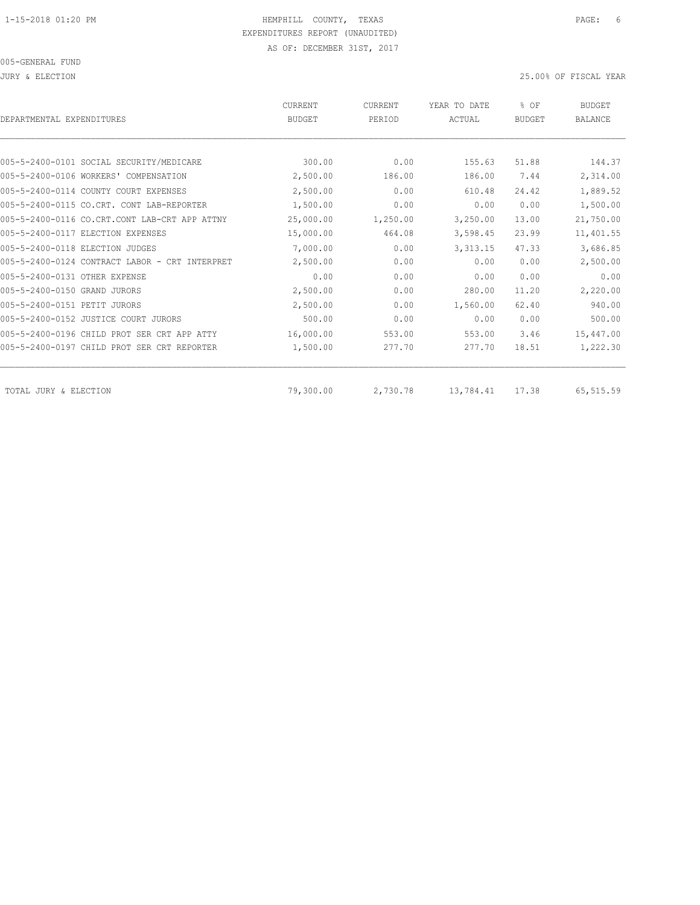HEMPHILL COUNTY, TEXAS
EXPENDITURES REPORT (UNAUDITED)
AS OF: DECEMBER 31ST, 2017

005-GENERAL FUND

JURY & ELECTION

25.00% OF FISCAL YEAR

| DEPARTMENTAL EXPENDITURES | CURRENT BUDGET | CURRENT PERIOD | YEAR TO DATE ACTUAL | % OF BUDGET | BUDGET BALANCE |
|---|---|---|---|---|---|
| 005-5-2400-0101 SOCIAL SECURITY/MEDICARE | 300.00 | 0.00 | 155.63 | 51.88 | 144.37 |
| 005-5-2400-0106 WORKERS' COMPENSATION | 2,500.00 | 186.00 | 186.00 | 7.44 | 2,314.00 |
| 005-5-2400-0114 COUNTY COURT EXPENSES | 2,500.00 | 0.00 | 610.48 | 24.42 | 1,889.52 |
| 005-5-2400-0115 CO.CRT. CONT LAB-REPORTER | 1,500.00 | 0.00 | 0.00 | 0.00 | 1,500.00 |
| 005-5-2400-0116 CO.CRT.CONT LAB-CRT APP ATTNY | 25,000.00 | 1,250.00 | 3,250.00 | 13.00 | 21,750.00 |
| 005-5-2400-0117 ELECTION EXPENSES | 15,000.00 | 464.08 | 3,598.45 | 23.99 | 11,401.55 |
| 005-5-2400-0118 ELECTION JUDGES | 7,000.00 | 0.00 | 3,313.15 | 47.33 | 3,686.85 |
| 005-5-2400-0124 CONTRACT LABOR - CRT INTERPRET | 2,500.00 | 0.00 | 0.00 | 0.00 | 2,500.00 |
| 005-5-2400-0131 OTHER EXPENSE | 0.00 | 0.00 | 0.00 | 0.00 | 0.00 |
| 005-5-2400-0150 GRAND JURORS | 2,500.00 | 0.00 | 280.00 | 11.20 | 2,220.00 |
| 005-5-2400-0151 PETIT JURORS | 2,500.00 | 0.00 | 1,560.00 | 62.40 | 940.00 |
| 005-5-2400-0152 JUSTICE COURT JURORS | 500.00 | 0.00 | 0.00 | 0.00 | 500.00 |
| 005-5-2400-0196 CHILD PROT SER CRT APP ATTY | 16,000.00 | 553.00 | 553.00 | 3.46 | 15,447.00 |
| 005-5-2400-0197 CHILD PROT SER CRT REPORTER | 1,500.00 | 277.70 | 277.70 | 18.51 | 1,222.30 |
| TOTAL JURY & ELECTION | 79,300.00 | 2,730.78 | 13,784.41 | 17.38 | 65,515.59 |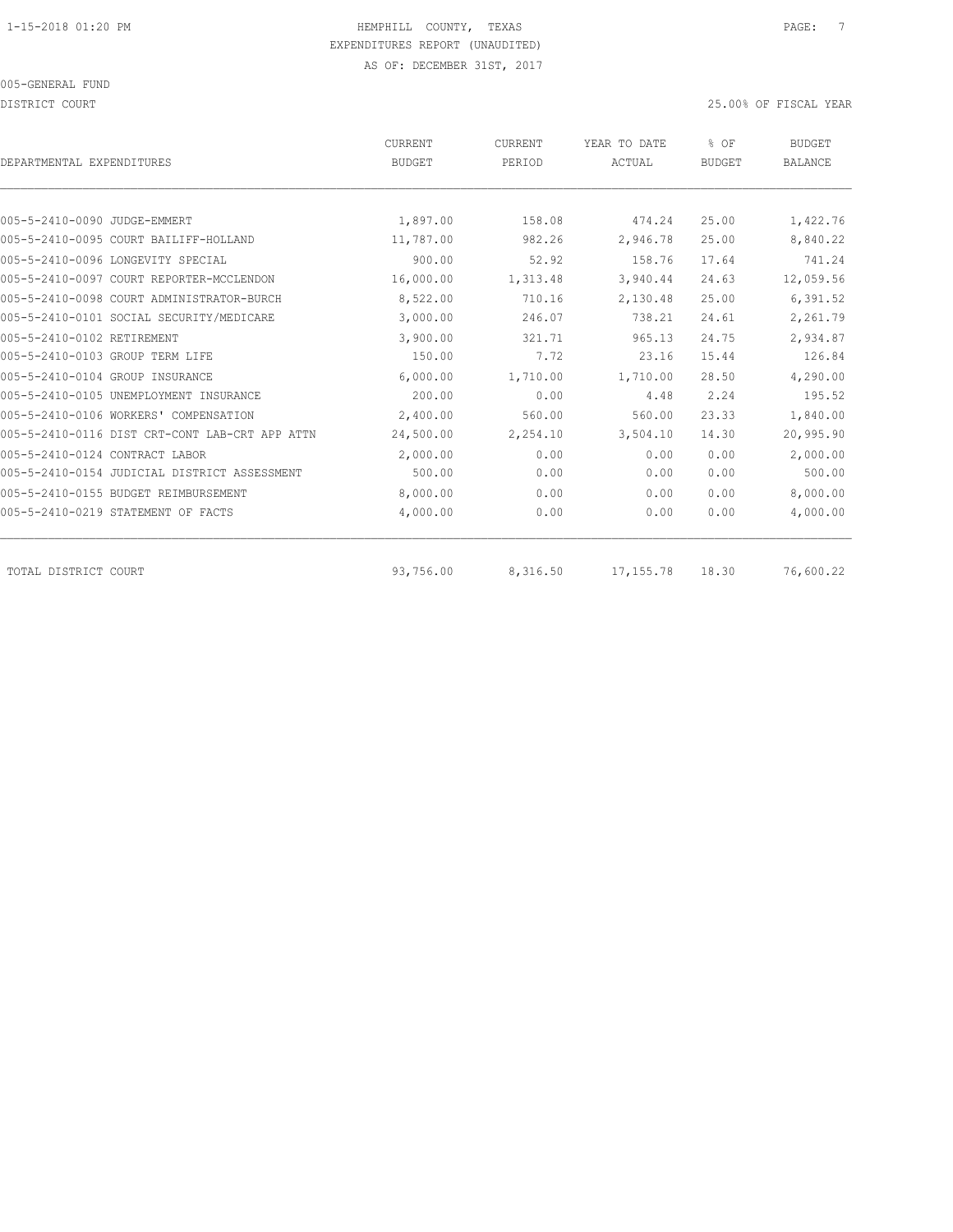HEMPHILL COUNTY, TEXAS
EXPENDITURES REPORT (UNAUDITED)
AS OF: DECEMBER 31ST, 2017

005-GENERAL FUND

DISTRICT COURT

25.00% OF FISCAL YEAR

| DEPARTMENTAL EXPENDITURES | CURRENT BUDGET | CURRENT PERIOD | YEAR TO DATE ACTUAL | % OF BUDGET | BUDGET BALANCE |
|---|---|---|---|---|---|
| 005-5-2410-0090 JUDGE-EMMERT | 1,897.00 | 158.08 | 474.24 | 25.00 | 1,422.76 |
| 005-5-2410-0095 COURT BAILIFF-HOLLAND | 11,787.00 | 982.26 | 2,946.78 | 25.00 | 8,840.22 |
| 005-5-2410-0096 LONGEVITY SPECIAL | 900.00 | 52.92 | 158.76 | 17.64 | 741.24 |
| 005-5-2410-0097 COURT REPORTER-MCCLENDON | 16,000.00 | 1,313.48 | 3,940.44 | 24.63 | 12,059.56 |
| 005-5-2410-0098 COURT ADMINISTRATOR-BURCH | 8,522.00 | 710.16 | 2,130.48 | 25.00 | 6,391.52 |
| 005-5-2410-0101 SOCIAL SECURITY/MEDICARE | 3,000.00 | 246.07 | 738.21 | 24.61 | 2,261.79 |
| 005-5-2410-0102 RETIREMENT | 3,900.00 | 321.71 | 965.13 | 24.75 | 2,934.87 |
| 005-5-2410-0103 GROUP TERM LIFE | 150.00 | 7.72 | 23.16 | 15.44 | 126.84 |
| 005-5-2410-0104 GROUP INSURANCE | 6,000.00 | 1,710.00 | 1,710.00 | 28.50 | 4,290.00 |
| 005-5-2410-0105 UNEMPLOYMENT INSURANCE | 200.00 | 0.00 | 4.48 | 2.24 | 195.52 |
| 005-5-2410-0106 WORKERS' COMPENSATION | 2,400.00 | 560.00 | 560.00 | 23.33 | 1,840.00 |
| 005-5-2410-0116 DIST CRT-CONT LAB-CRT APP ATTN | 24,500.00 | 2,254.10 | 3,504.10 | 14.30 | 20,995.90 |
| 005-5-2410-0124 CONTRACT LABOR | 2,000.00 | 0.00 | 0.00 | 0.00 | 2,000.00 |
| 005-5-2410-0154 JUDICIAL DISTRICT ASSESSMENT | 500.00 | 0.00 | 0.00 | 0.00 | 500.00 |
| 005-5-2410-0155 BUDGET REIMBURSEMENT | 8,000.00 | 0.00 | 0.00 | 0.00 | 8,000.00 |
| 005-5-2410-0219 STATEMENT OF FACTS | 4,000.00 | 0.00 | 0.00 | 0.00 | 4,000.00 |
| TOTAL DISTRICT COURT | 93,756.00 | 8,316.50 | 17,155.78 | 18.30 | 76,600.22 |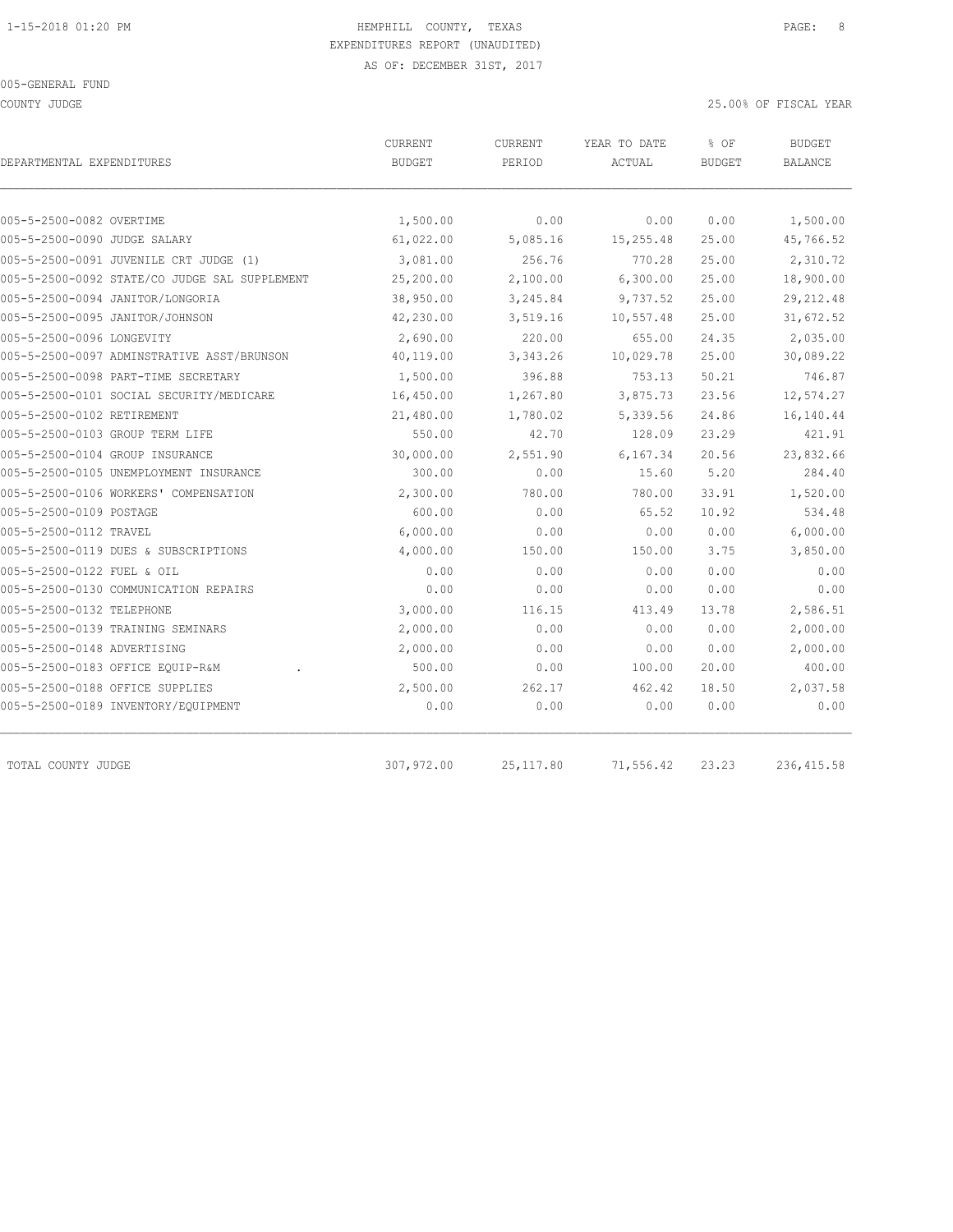HEMPHILL COUNTY, TEXAS

EXPENDITURES REPORT (UNAUDITED)

AS OF: DECEMBER 31ST, 2017

005-GENERAL FUND

COUNTY JUDGE

25.00% OF FISCAL YEAR

| DEPARTMENTAL EXPENDITURES | CURRENT BUDGET | CURRENT PERIOD | YEAR TO DATE ACTUAL | % OF BUDGET | BUDGET BALANCE |
|---|---|---|---|---|---|
| 005-5-2500-0082 OVERTIME | 1,500.00 | 0.00 | 0.00 | 0.00 | 1,500.00 |
| 005-5-2500-0090 JUDGE SALARY | 61,022.00 | 5,085.16 | 15,255.48 | 25.00 | 45,766.52 |
| 005-5-2500-0091 JUVENILE CRT JUDGE (1) | 3,081.00 | 256.76 | 770.28 | 25.00 | 2,310.72 |
| 005-5-2500-0092 STATE/CO JUDGE SAL SUPPLEMENT | 25,200.00 | 2,100.00 | 6,300.00 | 25.00 | 18,900.00 |
| 005-5-2500-0094 JANITOR/LONGORIA | 38,950.00 | 3,245.84 | 9,737.52 | 25.00 | 29,212.48 |
| 005-5-2500-0095 JANITOR/JOHNSON | 42,230.00 | 3,519.16 | 10,557.48 | 25.00 | 31,672.52 |
| 005-5-2500-0096 LONGEVITY | 2,690.00 | 220.00 | 655.00 | 24.35 | 2,035.00 |
| 005-5-2500-0097 ADMINSTRATIVE ASST/BRUNSON | 40,119.00 | 3,343.26 | 10,029.78 | 25.00 | 30,089.22 |
| 005-5-2500-0098 PART-TIME SECRETARY | 1,500.00 | 396.88 | 753.13 | 50.21 | 746.87 |
| 005-5-2500-0101 SOCIAL SECURITY/MEDICARE | 16,450.00 | 1,267.80 | 3,875.73 | 23.56 | 12,574.27 |
| 005-5-2500-0102 RETIREMENT | 21,480.00 | 1,780.02 | 5,339.56 | 24.86 | 16,140.44 |
| 005-5-2500-0103 GROUP TERM LIFE | 550.00 | 42.70 | 128.09 | 23.29 | 421.91 |
| 005-5-2500-0104 GROUP INSURANCE | 30,000.00 | 2,551.90 | 6,167.34 | 20.56 | 23,832.66 |
| 005-5-2500-0105 UNEMPLOYMENT INSURANCE | 300.00 | 0.00 | 15.60 | 5.20 | 284.40 |
| 005-5-2500-0106 WORKERS' COMPENSATION | 2,300.00 | 780.00 | 780.00 | 33.91 | 1,520.00 |
| 005-5-2500-0109 POSTAGE | 600.00 | 0.00 | 65.52 | 10.92 | 534.48 |
| 005-5-2500-0112 TRAVEL | 6,000.00 | 0.00 | 0.00 | 0.00 | 6,000.00 |
| 005-5-2500-0119 DUES & SUBSCRIPTIONS | 4,000.00 | 150.00 | 150.00 | 3.75 | 3,850.00 |
| 005-5-2500-0122 FUEL & OIL | 0.00 | 0.00 | 0.00 | 0.00 | 0.00 |
| 005-5-2500-0130 COMMUNICATION REPAIRS | 0.00 | 0.00 | 0.00 | 0.00 | 0.00 |
| 005-5-2500-0132 TELEPHONE | 3,000.00 | 116.15 | 413.49 | 13.78 | 2,586.51 |
| 005-5-2500-0139 TRAINING SEMINARS | 2,000.00 | 0.00 | 0.00 | 0.00 | 2,000.00 |
| 005-5-2500-0148 ADVERTISING | 2,000.00 | 0.00 | 0.00 | 0.00 | 2,000.00 |
| 005-5-2500-0183 OFFICE EQUIP-R&M . | 500.00 | 0.00 | 100.00 | 20.00 | 400.00 |
| 005-5-2500-0188 OFFICE SUPPLIES | 2,500.00 | 262.17 | 462.42 | 18.50 | 2,037.58 |
| 005-5-2500-0189 INVENTORY/EQUIPMENT | 0.00 | 0.00 | 0.00 | 0.00 | 0.00 |
| TOTAL COUNTY JUDGE | 307,972.00 | 25,117.80 | 71,556.42 | 23.23 | 236,415.58 |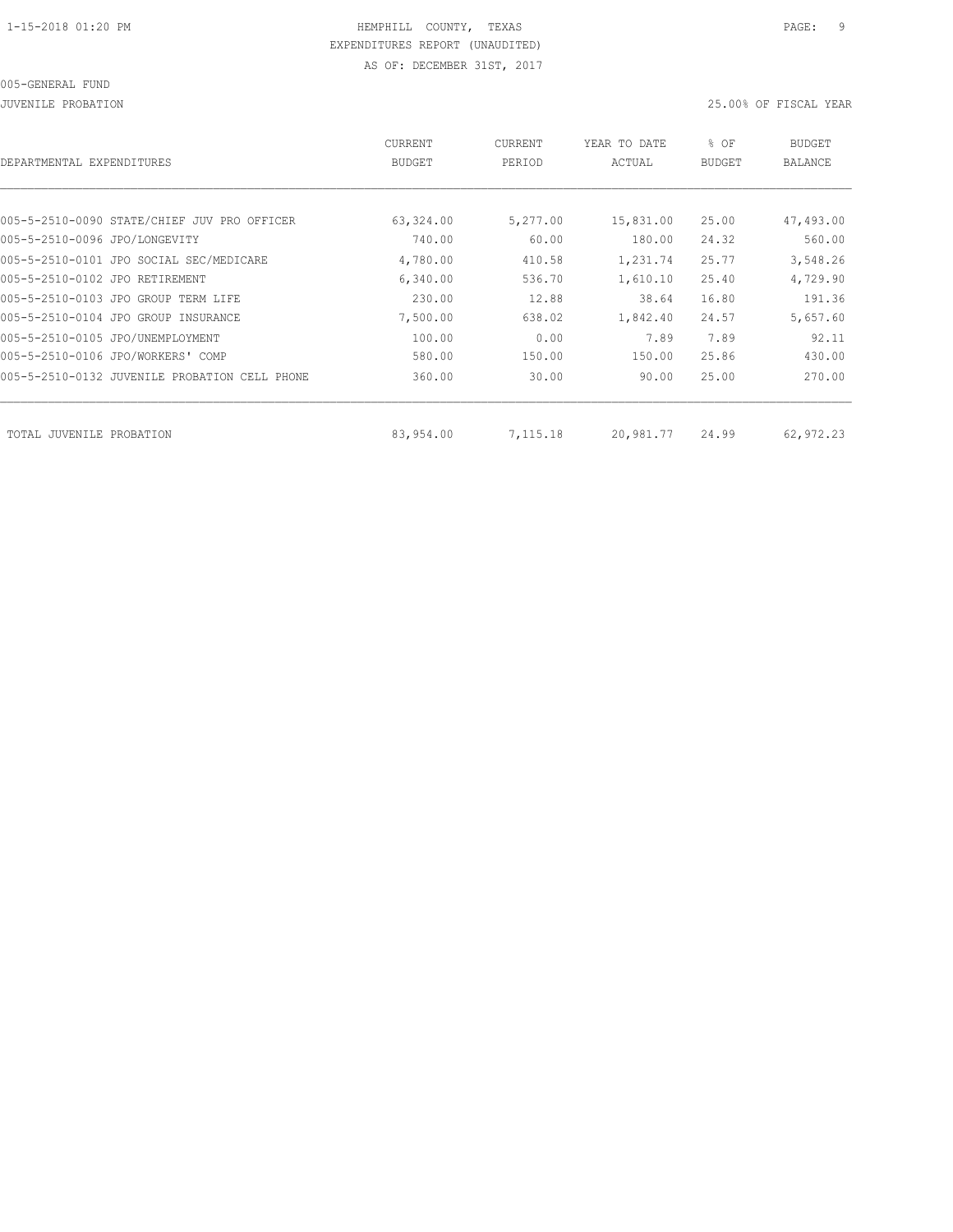HEMPHILL COUNTY, TEXAS
EXPENDITURES REPORT (UNAUDITED)
AS OF: DECEMBER 31ST, 2017

005-GENERAL FUND

JUVENILE PROBATION

25.00% OF FISCAL YEAR

| DEPARTMENTAL EXPENDITURES | CURRENT BUDGET | CURRENT PERIOD | YEAR TO DATE ACTUAL | % OF BUDGET | BUDGET BALANCE |
|---|---|---|---|---|---|
| 005-5-2510-0090 STATE/CHIEF JUV PRO OFFICER | 63,324.00 | 5,277.00 | 15,831.00 | 25.00 | 47,493.00 |
| 005-5-2510-0096 JPO/LONGEVITY | 740.00 | 60.00 | 180.00 | 24.32 | 560.00 |
| 005-5-2510-0101 JPO SOCIAL SEC/MEDICARE | 4,780.00 | 410.58 | 1,231.74 | 25.77 | 3,548.26 |
| 005-5-2510-0102 JPO RETIREMENT | 6,340.00 | 536.70 | 1,610.10 | 25.40 | 4,729.90 |
| 005-5-2510-0103 JPO GROUP TERM LIFE | 230.00 | 12.88 | 38.64 | 16.80 | 191.36 |
| 005-5-2510-0104 JPO GROUP INSURANCE | 7,500.00 | 638.02 | 1,842.40 | 24.57 | 5,657.60 |
| 005-5-2510-0105 JPO/UNEMPLOYMENT | 100.00 | 0.00 | 7.89 | 7.89 | 92.11 |
| 005-5-2510-0106 JPO/WORKERS' COMP | 580.00 | 150.00 | 150.00 | 25.86 | 430.00 |
| 005-5-2510-0132 JUVENILE PROBATION CELL PHONE | 360.00 | 30.00 | 90.00 | 25.00 | 270.00 |
| TOTAL JUVENILE PROBATION | 83,954.00 | 7,115.18 | 20,981.77 | 24.99 | 62,972.23 |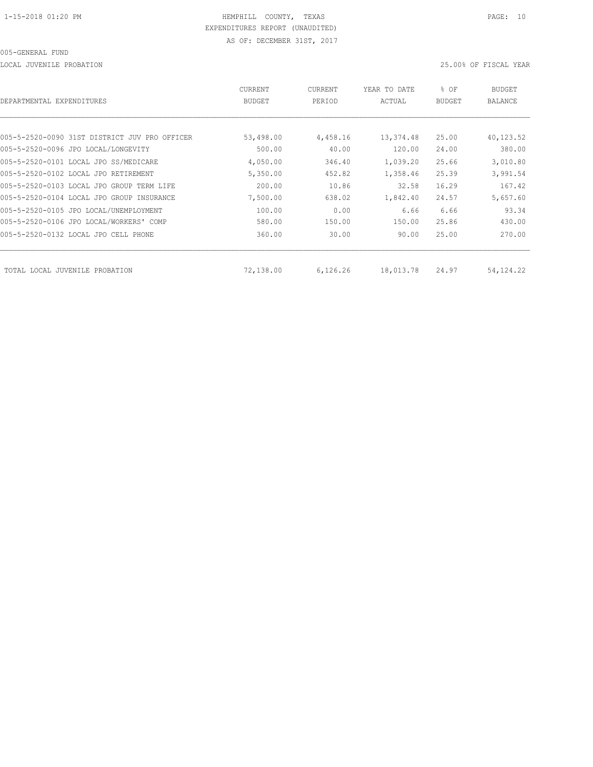HEMPHILL COUNTY, TEXAS
EXPENDITURES REPORT (UNAUDITED)
AS OF: DECEMBER 31ST, 2017

005-GENERAL FUND

LOCAL JUVENILE PROBATION

25.00% OF FISCAL YEAR

| DEPARTMENTAL EXPENDITURES | CURRENT BUDGET | CURRENT PERIOD | YEAR TO DATE ACTUAL | % OF BUDGET | BUDGET BALANCE |
|---|---|---|---|---|---|
| 005-5-2520-0090 31ST DISTRICT JUV PRO OFFICER | 53,498.00 | 4,458.16 | 13,374.48 | 25.00 | 40,123.52 |
| 005-5-2520-0096 JPO LOCAL/LONGEVITY | 500.00 | 40.00 | 120.00 | 24.00 | 380.00 |
| 005-5-2520-0101 LOCAL JPO SS/MEDICARE | 4,050.00 | 346.40 | 1,039.20 | 25.66 | 3,010.80 |
| 005-5-2520-0102 LOCAL JPO RETIREMENT | 5,350.00 | 452.82 | 1,358.46 | 25.39 | 3,991.54 |
| 005-5-2520-0103 LOCAL JPO GROUP TERM LIFE | 200.00 | 10.86 | 32.58 | 16.29 | 167.42 |
| 005-5-2520-0104 LOCAL JPO GROUP INSURANCE | 7,500.00 | 638.02 | 1,842.40 | 24.57 | 5,657.60 |
| 005-5-2520-0105 JPO LOCAL/UNEMPLOYMENT | 100.00 | 0.00 | 6.66 | 6.66 | 93.34 |
| 005-5-2520-0106 JPO LOCAL/WORKERS' COMP | 580.00 | 150.00 | 150.00 | 25.86 | 430.00 |
| 005-5-2520-0132 LOCAL JPO CELL PHONE | 360.00 | 30.00 | 90.00 | 25.00 | 270.00 |
| TOTAL LOCAL JUVENILE PROBATION | 72,138.00 | 6,126.26 | 18,013.78 | 24.97 | 54,124.22 |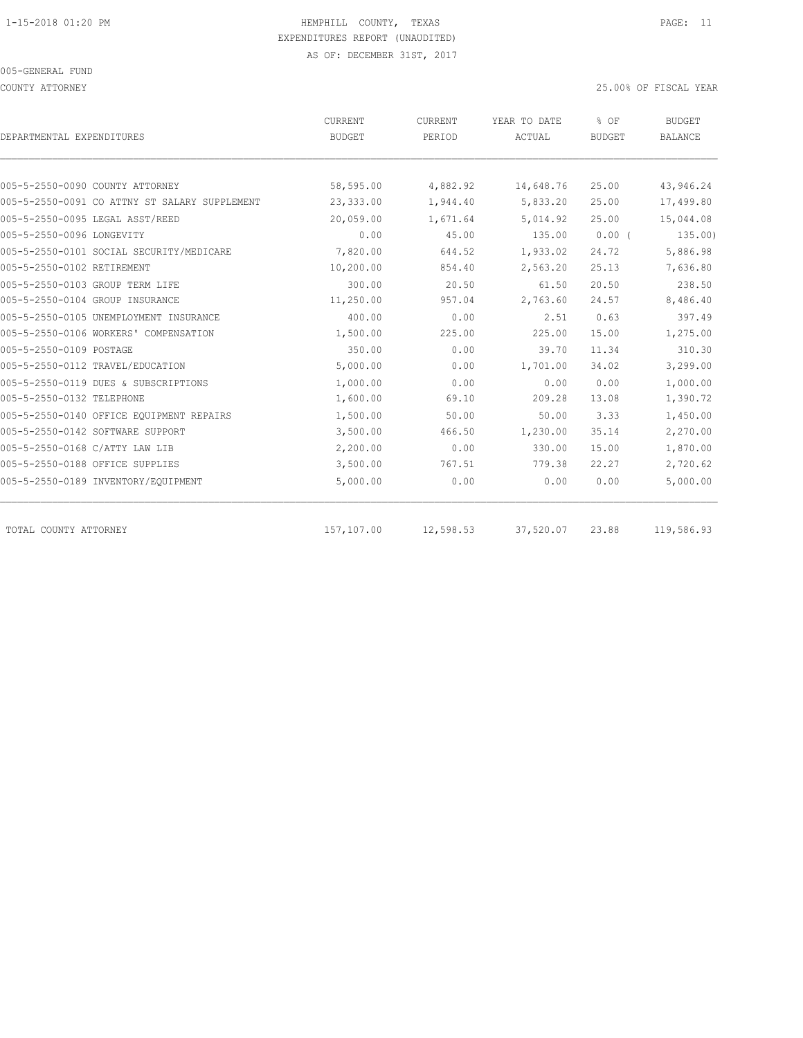HEMPHILL COUNTY, TEXAS
EXPENDITURES REPORT (UNAUDITED)
AS OF: DECEMBER 31ST, 2017

005-GENERAL FUND

COUNTY ATTORNEY

25.00% OF FISCAL YEAR

| DEPARTMENTAL EXPENDITURES | CURRENT BUDGET | CURRENT PERIOD | YEAR TO DATE ACTUAL | % OF BUDGET | BUDGET BALANCE |
|---|---|---|---|---|---|
| 005-5-2550-0090 COUNTY ATTORNEY | 58,595.00 | 4,882.92 | 14,648.76 | 25.00 | 43,946.24 |
| 005-5-2550-0091 CO ATTNY ST SALARY SUPPLEMENT | 23,333.00 | 1,944.40 | 5,833.20 | 25.00 | 17,499.80 |
| 005-5-2550-0095 LEGAL ASST/REED | 20,059.00 | 1,671.64 | 5,014.92 | 25.00 | 15,044.08 |
| 005-5-2550-0096 LONGEVITY | 0.00 | 45.00 | 135.00 | 0.00 ( | 135.00) |
| 005-5-2550-0101 SOCIAL SECURITY/MEDICARE | 7,820.00 | 644.52 | 1,933.02 | 24.72 | 5,886.98 |
| 005-5-2550-0102 RETIREMENT | 10,200.00 | 854.40 | 2,563.20 | 25.13 | 7,636.80 |
| 005-5-2550-0103 GROUP TERM LIFE | 300.00 | 20.50 | 61.50 | 20.50 | 238.50 |
| 005-5-2550-0104 GROUP INSURANCE | 11,250.00 | 957.04 | 2,763.60 | 24.57 | 8,486.40 |
| 005-5-2550-0105 UNEMPLOYMENT INSURANCE | 400.00 | 0.00 | 2.51 | 0.63 | 397.49 |
| 005-5-2550-0106 WORKERS' COMPENSATION | 1,500.00 | 225.00 | 225.00 | 15.00 | 1,275.00 |
| 005-5-2550-0109 POSTAGE | 350.00 | 0.00 | 39.70 | 11.34 | 310.30 |
| 005-5-2550-0112 TRAVEL/EDUCATION | 5,000.00 | 0.00 | 1,701.00 | 34.02 | 3,299.00 |
| 005-5-2550-0119 DUES & SUBSCRIPTIONS | 1,000.00 | 0.00 | 0.00 | 0.00 | 1,000.00 |
| 005-5-2550-0132 TELEPHONE | 1,600.00 | 69.10 | 209.28 | 13.08 | 1,390.72 |
| 005-5-2550-0140 OFFICE EQUIPMENT REPAIRS | 1,500.00 | 50.00 | 50.00 | 3.33 | 1,450.00 |
| 005-5-2550-0142 SOFTWARE SUPPORT | 3,500.00 | 466.50 | 1,230.00 | 35.14 | 2,270.00 |
| 005-5-2550-0168 C/ATTY LAW LIB | 2,200.00 | 0.00 | 330.00 | 15.00 | 1,870.00 |
| 005-5-2550-0188 OFFICE SUPPLIES | 3,500.00 | 767.51 | 779.38 | 22.27 | 2,720.62 |
| 005-5-2550-0189 INVENTORY/EQUIPMENT | 5,000.00 | 0.00 | 0.00 | 0.00 | 5,000.00 |
| TOTAL COUNTY ATTORNEY | 157,107.00 | 12,598.53 | 37,520.07 | 23.88 | 119,586.93 |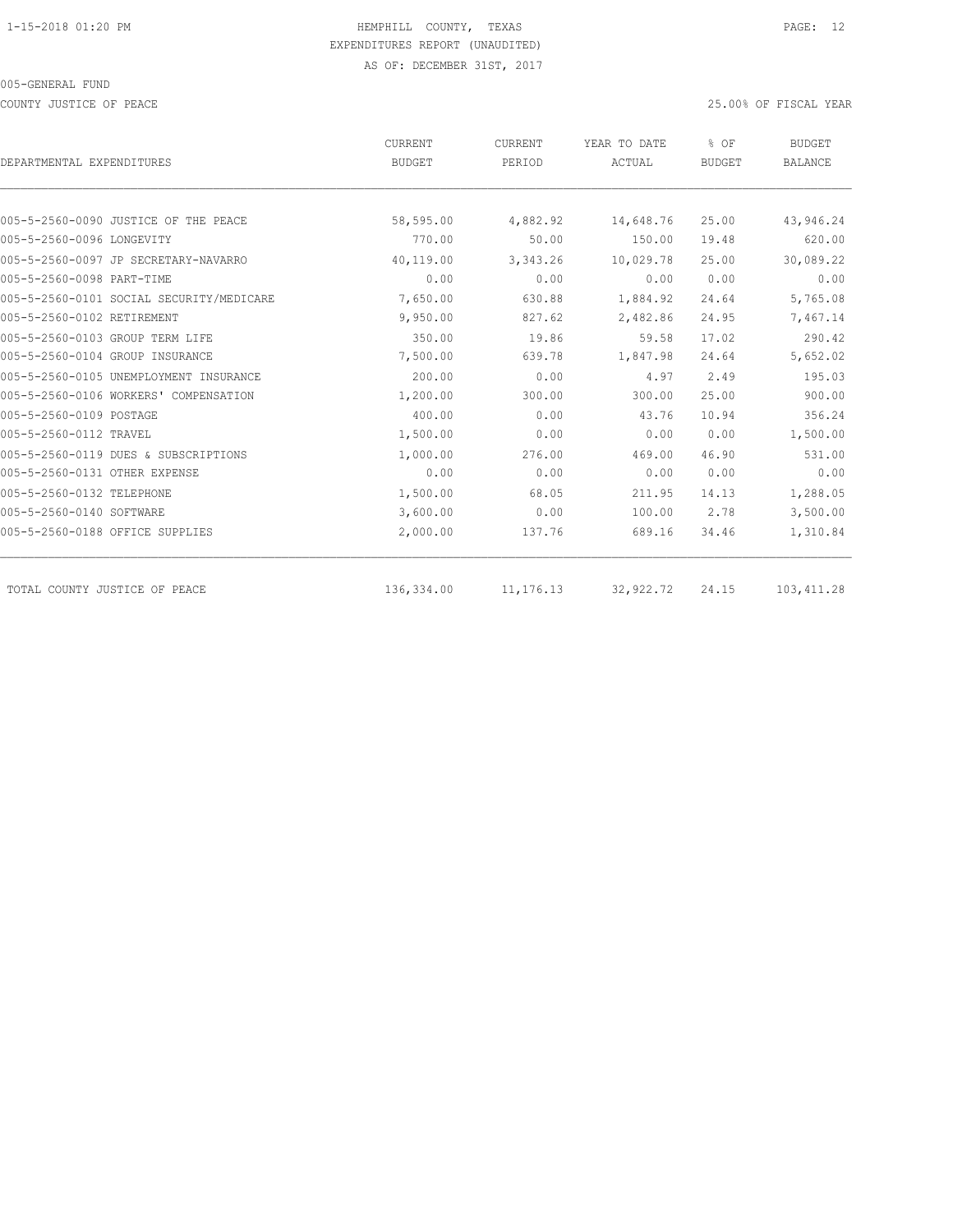HEMPHILL COUNTY, TEXAS
EXPENDITURES REPORT (UNAUDITED)
AS OF: DECEMBER 31ST, 2017

005-GENERAL FUND

COUNTY JUSTICE OF PEACE

25.00% OF FISCAL YEAR

| DEPARTMENTAL EXPENDITURES | CURRENT BUDGET | CURRENT PERIOD | YEAR TO DATE ACTUAL | % OF BUDGET | BUDGET BALANCE |
|---|---|---|---|---|---|
| 005-5-2560-0090 JUSTICE OF THE PEACE | 58,595.00 | 4,882.92 | 14,648.76 | 25.00 | 43,946.24 |
| 005-5-2560-0096 LONGEVITY | 770.00 | 50.00 | 150.00 | 19.48 | 620.00 |
| 005-5-2560-0097 JP SECRETARY-NAVARRO | 40,119.00 | 3,343.26 | 10,029.78 | 25.00 | 30,089.22 |
| 005-5-2560-0098 PART-TIME | 0.00 | 0.00 | 0.00 | 0.00 | 0.00 |
| 005-5-2560-0101 SOCIAL SECURITY/MEDICARE | 7,650.00 | 630.88 | 1,884.92 | 24.64 | 5,765.08 |
| 005-5-2560-0102 RETIREMENT | 9,950.00 | 827.62 | 2,482.86 | 24.95 | 7,467.14 |
| 005-5-2560-0103 GROUP TERM LIFE | 350.00 | 19.86 | 59.58 | 17.02 | 290.42 |
| 005-5-2560-0104 GROUP INSURANCE | 7,500.00 | 639.78 | 1,847.98 | 24.64 | 5,652.02 |
| 005-5-2560-0105 UNEMPLOYMENT INSURANCE | 200.00 | 0.00 | 4.97 | 2.49 | 195.03 |
| 005-5-2560-0106 WORKERS' COMPENSATION | 1,200.00 | 300.00 | 300.00 | 25.00 | 900.00 |
| 005-5-2560-0109 POSTAGE | 400.00 | 0.00 | 43.76 | 10.94 | 356.24 |
| 005-5-2560-0112 TRAVEL | 1,500.00 | 0.00 | 0.00 | 0.00 | 1,500.00 |
| 005-5-2560-0119 DUES & SUBSCRIPTIONS | 1,000.00 | 276.00 | 469.00 | 46.90 | 531.00 |
| 005-5-2560-0131 OTHER EXPENSE | 0.00 | 0.00 | 0.00 | 0.00 | 0.00 |
| 005-5-2560-0132 TELEPHONE | 1,500.00 | 68.05 | 211.95 | 14.13 | 1,288.05 |
| 005-5-2560-0140 SOFTWARE | 3,600.00 | 0.00 | 100.00 | 2.78 | 3,500.00 |
| 005-5-2560-0188 OFFICE SUPPLIES | 2,000.00 | 137.76 | 689.16 | 34.46 | 1,310.84 |
| TOTAL COUNTY JUSTICE OF PEACE | 136,334.00 | 11,176.13 | 32,922.72 | 24.15 | 103,411.28 |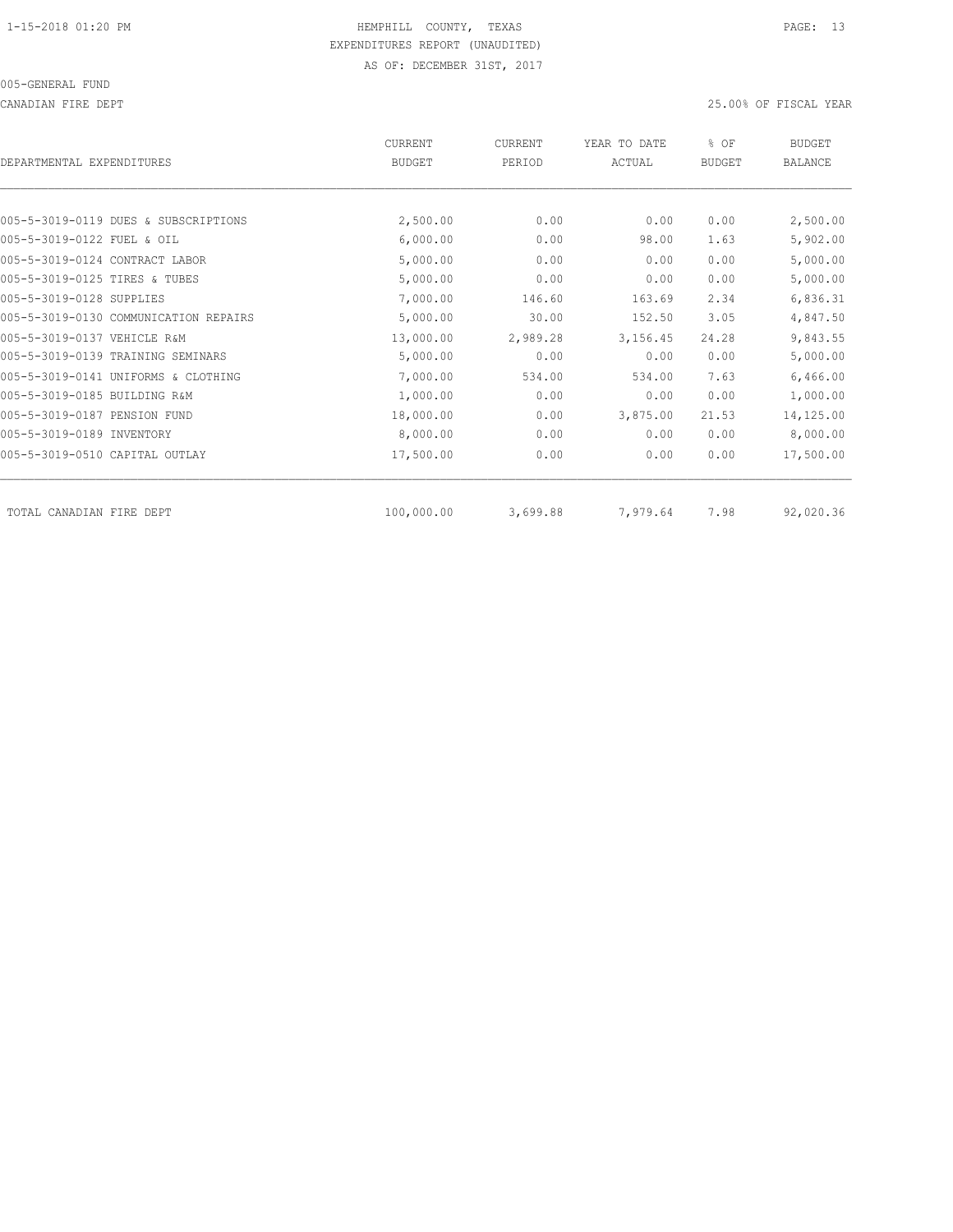HEMPHILL COUNTY, TEXAS
EXPENDITURES REPORT (UNAUDITED)
AS OF: DECEMBER 31ST, 2017

005-GENERAL FUND

CANADIAN FIRE DEPT

25.00% OF FISCAL YEAR

| DEPARTMENTAL EXPENDITURES | CURRENT BUDGET | CURRENT PERIOD | YEAR TO DATE ACTUAL | % OF BUDGET | BUDGET BALANCE |
|---|---|---|---|---|---|
| 005-5-3019-0119 DUES & SUBSCRIPTIONS | 2,500.00 | 0.00 | 0.00 | 0.00 | 2,500.00 |
| 005-5-3019-0122 FUEL & OIL | 6,000.00 | 0.00 | 98.00 | 1.63 | 5,902.00 |
| 005-5-3019-0124 CONTRACT LABOR | 5,000.00 | 0.00 | 0.00 | 0.00 | 5,000.00 |
| 005-5-3019-0125 TIRES & TUBES | 5,000.00 | 0.00 | 0.00 | 0.00 | 5,000.00 |
| 005-5-3019-0128 SUPPLIES | 7,000.00 | 146.60 | 163.69 | 2.34 | 6,836.31 |
| 005-5-3019-0130 COMMUNICATION REPAIRS | 5,000.00 | 30.00 | 152.50 | 3.05 | 4,847.50 |
| 005-5-3019-0137 VEHICLE R&M | 13,000.00 | 2,989.28 | 3,156.45 | 24.28 | 9,843.55 |
| 005-5-3019-0139 TRAINING SEMINARS | 5,000.00 | 0.00 | 0.00 | 0.00 | 5,000.00 |
| 005-5-3019-0141 UNIFORMS & CLOTHING | 7,000.00 | 534.00 | 534.00 | 7.63 | 6,466.00 |
| 005-5-3019-0185 BUILDING R&M | 1,000.00 | 0.00 | 0.00 | 0.00 | 1,000.00 |
| 005-5-3019-0187 PENSION FUND | 18,000.00 | 0.00 | 3,875.00 | 21.53 | 14,125.00 |
| 005-5-3019-0189 INVENTORY | 8,000.00 | 0.00 | 0.00 | 0.00 | 8,000.00 |
| 005-5-3019-0510 CAPITAL OUTLAY | 17,500.00 | 0.00 | 0.00 | 0.00 | 17,500.00 |
| TOTAL CANADIAN FIRE DEPT | 100,000.00 | 3,699.88 | 7,979.64 | 7.98 | 92,020.36 |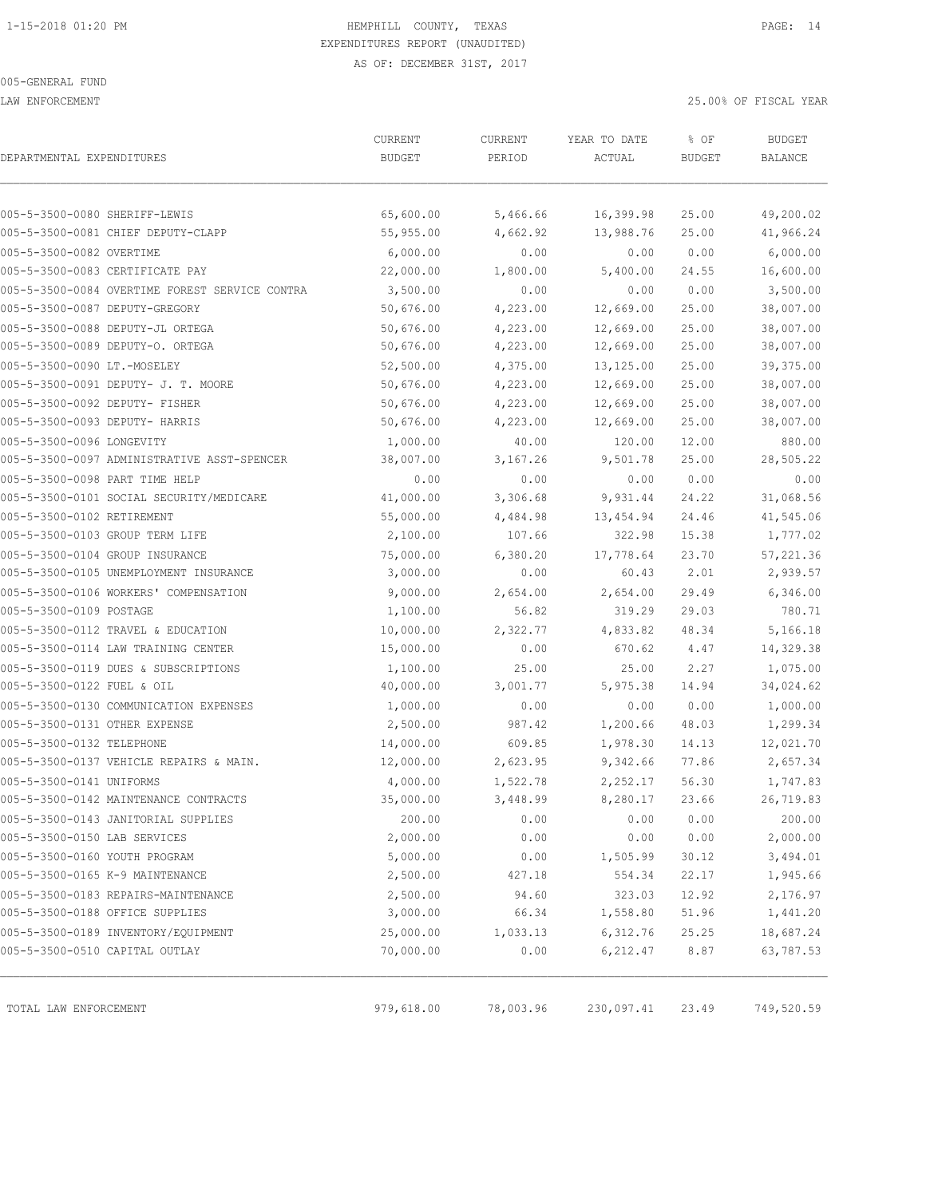HEMPHILL COUNTY, TEXAS
EXPENDITURES REPORT (UNAUDITED)
AS OF: DECEMBER 31ST, 2017

005-GENERAL FUND
LAW ENFORCEMENT

25.00% OF FISCAL YEAR

| DEPARTMENTAL EXPENDITURES | CURRENT BUDGET | CURRENT PERIOD | YEAR TO DATE ACTUAL | % OF BUDGET | BUDGET BALANCE |
|---|---|---|---|---|---|
| 005-5-3500-0080 SHERIFF-LEWIS | 65,600.00 | 5,466.66 | 16,399.98 | 25.00 | 49,200.02 |
| 005-5-3500-0081 CHIEF DEPUTY-CLAPP | 55,955.00 | 4,662.92 | 13,988.76 | 25.00 | 41,966.24 |
| 005-5-3500-0082 OVERTIME | 6,000.00 | 0.00 | 0.00 | 0.00 | 6,000.00 |
| 005-5-3500-0083 CERTIFICATE PAY | 22,000.00 | 1,800.00 | 5,400.00 | 24.55 | 16,600.00 |
| 005-5-3500-0084 OVERTIME FOREST SERVICE CONTRA | 3,500.00 | 0.00 | 0.00 | 0.00 | 3,500.00 |
| 005-5-3500-0087 DEPUTY-GREGORY | 50,676.00 | 4,223.00 | 12,669.00 | 25.00 | 38,007.00 |
| 005-5-3500-0088 DEPUTY-JL ORTEGA | 50,676.00 | 4,223.00 | 12,669.00 | 25.00 | 38,007.00 |
| 005-5-3500-0089 DEPUTY-O. ORTEGA | 50,676.00 | 4,223.00 | 12,669.00 | 25.00 | 38,007.00 |
| 005-5-3500-0090 LT.-MOSELEY | 52,500.00 | 4,375.00 | 13,125.00 | 25.00 | 39,375.00 |
| 005-5-3500-0091 DEPUTY- J. T. MOORE | 50,676.00 | 4,223.00 | 12,669.00 | 25.00 | 38,007.00 |
| 005-5-3500-0092 DEPUTY- FISHER | 50,676.00 | 4,223.00 | 12,669.00 | 25.00 | 38,007.00 |
| 005-5-3500-0093 DEPUTY- HARRIS | 50,676.00 | 4,223.00 | 12,669.00 | 25.00 | 38,007.00 |
| 005-5-3500-0096 LONGEVITY | 1,000.00 | 40.00 | 120.00 | 12.00 | 880.00 |
| 005-5-3500-0097 ADMINISTRATIVE ASST-SPENCER | 38,007.00 | 3,167.26 | 9,501.78 | 25.00 | 28,505.22 |
| 005-5-3500-0098 PART TIME HELP | 0.00 | 0.00 | 0.00 | 0.00 | 0.00 |
| 005-5-3500-0101 SOCIAL SECURITY/MEDICARE | 41,000.00 | 3,306.68 | 9,931.44 | 24.22 | 31,068.56 |
| 005-5-3500-0102 RETIREMENT | 55,000.00 | 4,484.98 | 13,454.94 | 24.46 | 41,545.06 |
| 005-5-3500-0103 GROUP TERM LIFE | 2,100.00 | 107.66 | 322.98 | 15.38 | 1,777.02 |
| 005-5-3500-0104 GROUP INSURANCE | 75,000.00 | 6,380.20 | 17,778.64 | 23.70 | 57,221.36 |
| 005-5-3500-0105 UNEMPLOYMENT INSURANCE | 3,000.00 | 0.00 | 60.43 | 2.01 | 2,939.57 |
| 005-5-3500-0106 WORKERS' COMPENSATION | 9,000.00 | 2,654.00 | 2,654.00 | 29.49 | 6,346.00 |
| 005-5-3500-0109 POSTAGE | 1,100.00 | 56.82 | 319.29 | 29.03 | 780.71 |
| 005-5-3500-0112 TRAVEL & EDUCATION | 10,000.00 | 2,322.77 | 4,833.82 | 48.34 | 5,166.18 |
| 005-5-3500-0114 LAW TRAINING CENTER | 15,000.00 | 0.00 | 670.62 | 4.47 | 14,329.38 |
| 005-5-3500-0119 DUES & SUBSCRIPTIONS | 1,100.00 | 25.00 | 25.00 | 2.27 | 1,075.00 |
| 005-5-3500-0122 FUEL & OIL | 40,000.00 | 3,001.77 | 5,975.38 | 14.94 | 34,024.62 |
| 005-5-3500-0130 COMMUNICATION EXPENSES | 1,000.00 | 0.00 | 0.00 | 0.00 | 1,000.00 |
| 005-5-3500-0131 OTHER EXPENSE | 2,500.00 | 987.42 | 1,200.66 | 48.03 | 1,299.34 |
| 005-5-3500-0132 TELEPHONE | 14,000.00 | 609.85 | 1,978.30 | 14.13 | 12,021.70 |
| 005-5-3500-0137 VEHICLE REPAIRS & MAIN. | 12,000.00 | 2,623.95 | 9,342.66 | 77.86 | 2,657.34 |
| 005-5-3500-0141 UNIFORMS | 4,000.00 | 1,522.78 | 2,252.17 | 56.30 | 1,747.83 |
| 005-5-3500-0142 MAINTENANCE CONTRACTS | 35,000.00 | 3,448.99 | 8,280.17 | 23.66 | 26,719.83 |
| 005-5-3500-0143 JANITORIAL SUPPLIES | 200.00 | 0.00 | 0.00 | 0.00 | 200.00 |
| 005-5-3500-0150 LAB SERVICES | 2,000.00 | 0.00 | 0.00 | 0.00 | 2,000.00 |
| 005-5-3500-0160 YOUTH PROGRAM | 5,000.00 | 0.00 | 1,505.99 | 30.12 | 3,494.01 |
| 005-5-3500-0165 K-9 MAINTENANCE | 2,500.00 | 427.18 | 554.34 | 22.17 | 1,945.66 |
| 005-5-3500-0183 REPAIRS-MAINTENANCE | 2,500.00 | 94.60 | 323.03 | 12.92 | 2,176.97 |
| 005-5-3500-0188 OFFICE SUPPLIES | 3,000.00 | 66.34 | 1,558.80 | 51.96 | 1,441.20 |
| 005-5-3500-0189 INVENTORY/EQUIPMENT | 25,000.00 | 1,033.13 | 6,312.76 | 25.25 | 18,687.24 |
| 005-5-3500-0510 CAPITAL OUTLAY | 70,000.00 | 0.00 | 6,212.47 | 8.87 | 63,787.53 |
| TOTAL LAW ENFORCEMENT | 979,618.00 | 78,003.96 | 230,097.41 | 23.49 | 749,520.59 |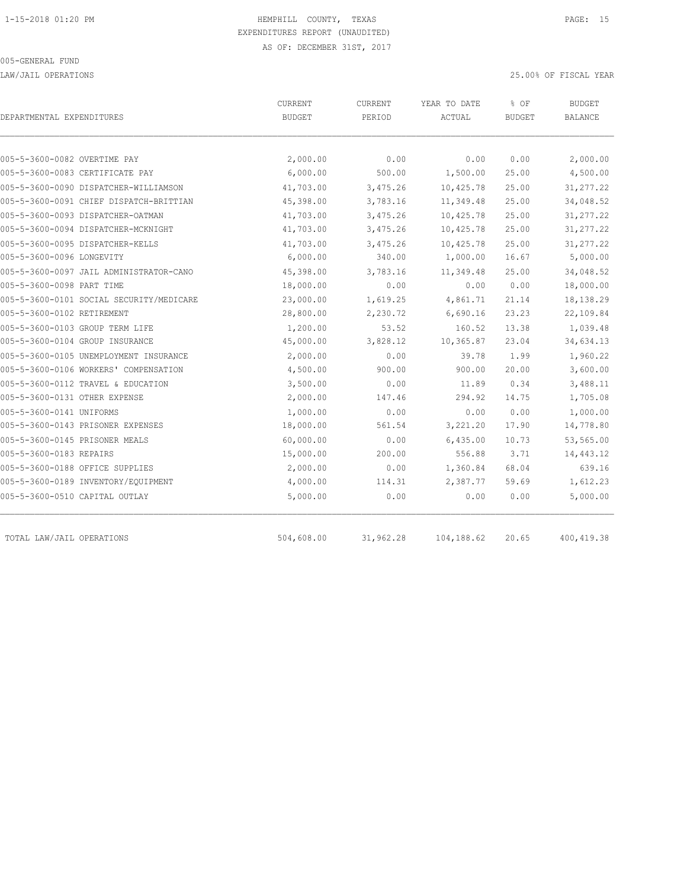HEMPHILL COUNTY, TEXAS
EXPENDITURES REPORT (UNAUDITED)
AS OF: DECEMBER 31ST, 2017

005-GENERAL FUND

LAW/JAIL OPERATIONS

25.00% OF FISCAL YEAR

| DEPARTMENTAL EXPENDITURES | CURRENT BUDGET | CURRENT PERIOD | YEAR TO DATE ACTUAL | % OF BUDGET | BUDGET BALANCE |
|---|---|---|---|---|---|
| 005-5-3600-0082 OVERTIME PAY | 2,000.00 | 0.00 | 0.00 | 0.00 | 2,000.00 |
| 005-5-3600-0083 CERTIFICATE PAY | 6,000.00 | 500.00 | 1,500.00 | 25.00 | 4,500.00 |
| 005-5-3600-0090 DISPATCHER-WILLIAMSON | 41,703.00 | 3,475.26 | 10,425.78 | 25.00 | 31,277.22 |
| 005-5-3600-0091 CHIEF DISPATCH-BRITTIAN | 45,398.00 | 3,783.16 | 11,349.48 | 25.00 | 34,048.52 |
| 005-5-3600-0093 DISPATCHER-OATMAN | 41,703.00 | 3,475.26 | 10,425.78 | 25.00 | 31,277.22 |
| 005-5-3600-0094 DISPATCHER-MCKNIGHT | 41,703.00 | 3,475.26 | 10,425.78 | 25.00 | 31,277.22 |
| 005-5-3600-0095 DISPATCHER-KELLS | 41,703.00 | 3,475.26 | 10,425.78 | 25.00 | 31,277.22 |
| 005-5-3600-0096 LONGEVITY | 6,000.00 | 340.00 | 1,000.00 | 16.67 | 5,000.00 |
| 005-5-3600-0097 JAIL ADMINISTRATOR-CANO | 45,398.00 | 3,783.16 | 11,349.48 | 25.00 | 34,048.52 |
| 005-5-3600-0098 PART TIME | 18,000.00 | 0.00 | 0.00 | 0.00 | 18,000.00 |
| 005-5-3600-0101 SOCIAL SECURITY/MEDICARE | 23,000.00 | 1,619.25 | 4,861.71 | 21.14 | 18,138.29 |
| 005-5-3600-0102 RETIREMENT | 28,800.00 | 2,230.72 | 6,690.16 | 23.23 | 22,109.84 |
| 005-5-3600-0103 GROUP TERM LIFE | 1,200.00 | 53.52 | 160.52 | 13.38 | 1,039.48 |
| 005-5-3600-0104 GROUP INSURANCE | 45,000.00 | 3,828.12 | 10,365.87 | 23.04 | 34,634.13 |
| 005-5-3600-0105 UNEMPLOYMENT INSURANCE | 2,000.00 | 0.00 | 39.78 | 1.99 | 1,960.22 |
| 005-5-3600-0106 WORKERS' COMPENSATION | 4,500.00 | 900.00 | 900.00 | 20.00 | 3,600.00 |
| 005-5-3600-0112 TRAVEL & EDUCATION | 3,500.00 | 0.00 | 11.89 | 0.34 | 3,488.11 |
| 005-5-3600-0131 OTHER EXPENSE | 2,000.00 | 147.46 | 294.92 | 14.75 | 1,705.08 |
| 005-5-3600-0141 UNIFORMS | 1,000.00 | 0.00 | 0.00 | 0.00 | 1,000.00 |
| 005-5-3600-0143 PRISONER EXPENSES | 18,000.00 | 561.54 | 3,221.20 | 17.90 | 14,778.80 |
| 005-5-3600-0145 PRISONER MEALS | 60,000.00 | 0.00 | 6,435.00 | 10.73 | 53,565.00 |
| 005-5-3600-0183 REPAIRS | 15,000.00 | 200.00 | 556.88 | 3.71 | 14,443.12 |
| 005-5-3600-0188 OFFICE SUPPLIES | 2,000.00 | 0.00 | 1,360.84 | 68.04 | 639.16 |
| 005-5-3600-0189 INVENTORY/EQUIPMENT | 4,000.00 | 114.31 | 2,387.77 | 59.69 | 1,612.23 |
| 005-5-3600-0510 CAPITAL OUTLAY | 5,000.00 | 0.00 | 0.00 | 0.00 | 5,000.00 |
| TOTAL LAW/JAIL OPERATIONS | 504,608.00 | 31,962.28 | 104,188.62 | 20.65 | 400,419.38 |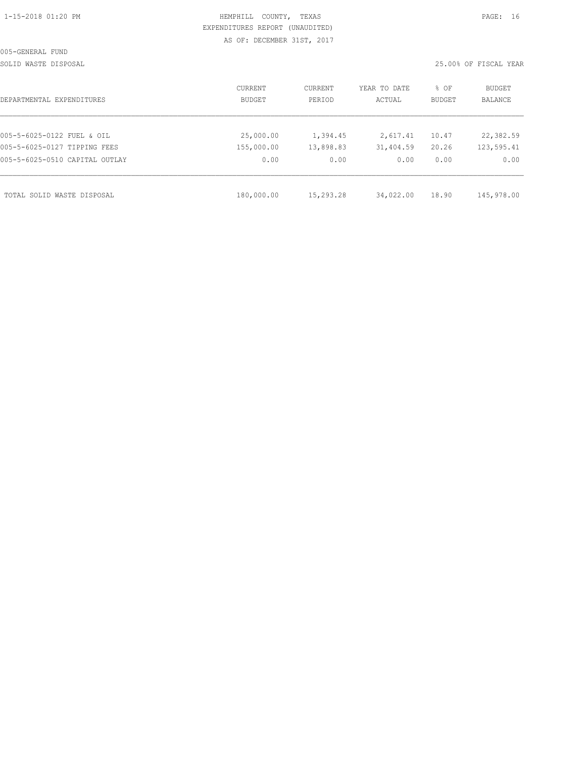HEMPHILL COUNTY, TEXAS
EXPENDITURES REPORT (UNAUDITED)
AS OF: DECEMBER 31ST, 2017

005-GENERAL FUND

SOLID WASTE DISPOSAL

25.00% OF FISCAL YEAR

| DEPARTMENTAL EXPENDITURES | CURRENT BUDGET | CURRENT PERIOD | YEAR TO DATE ACTUAL | % OF BUDGET | BUDGET BALANCE |
|---|---|---|---|---|---|
| 005-5-6025-0122 FUEL & OIL | 25,000.00 | 1,394.45 | 2,617.41 | 10.47 | 22,382.59 |
| 005-5-6025-0127 TIPPING FEES | 155,000.00 | 13,898.83 | 31,404.59 | 20.26 | 123,595.41 |
| 005-5-6025-0510 CAPITAL OUTLAY | 0.00 | 0.00 | 0.00 | 0.00 | 0.00 |
| TOTAL SOLID WASTE DISPOSAL | 180,000.00 | 15,293.28 | 34,022.00 | 18.90 | 145,978.00 |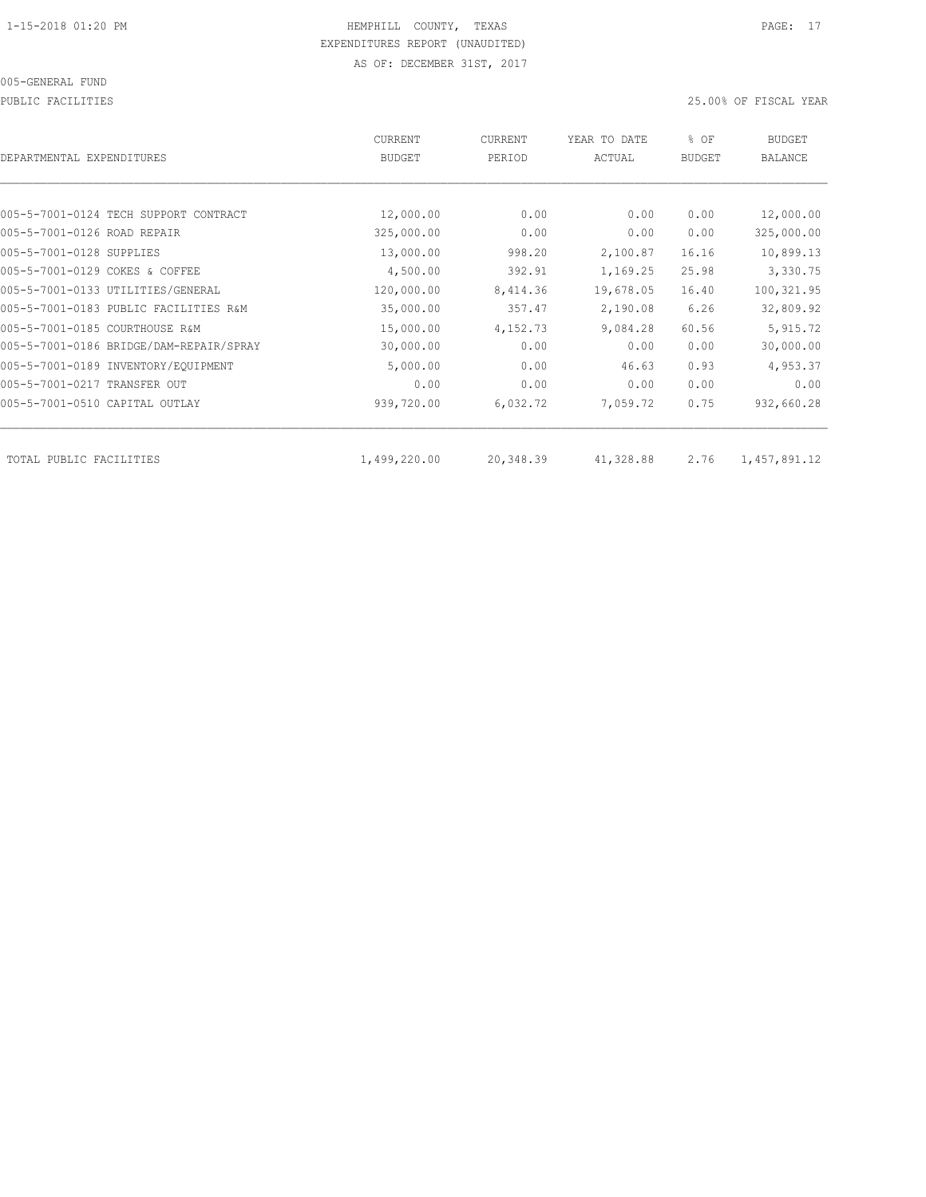1-15-2018 01:20 PM

HEMPHILL COUNTY, TEXAS

EXPENDITURES REPORT (UNAUDITED)

AS OF: DECEMBER 31ST, 2017

005-GENERAL FUND

PUBLIC FACILITIES

25.00% OF FISCAL YEAR

| DEPARTMENTAL EXPENDITURES | CURRENT BUDGET | CURRENT PERIOD | YEAR TO DATE ACTUAL | % OF BUDGET | BUDGET BALANCE |
|---|---|---|---|---|---|
| 005-5-7001-0124 TECH SUPPORT CONTRACT | 12,000.00 | 0.00 | 0.00 | 0.00 | 12,000.00 |
| 005-5-7001-0126 ROAD REPAIR | 325,000.00 | 0.00 | 0.00 | 0.00 | 325,000.00 |
| 005-5-7001-0128 SUPPLIES | 13,000.00 | 998.20 | 2,100.87 | 16.16 | 10,899.13 |
| 005-5-7001-0129 COKES & COFFEE | 4,500.00 | 392.91 | 1,169.25 | 25.98 | 3,330.75 |
| 005-5-7001-0133 UTILITIES/GENERAL | 120,000.00 | 8,414.36 | 19,678.05 | 16.40 | 100,321.95 |
| 005-5-7001-0183 PUBLIC FACILITIES R&M | 35,000.00 | 357.47 | 2,190.08 | 6.26 | 32,809.92 |
| 005-5-7001-0185 COURTHOUSE R&M | 15,000.00 | 4,152.73 | 9,084.28 | 60.56 | 5,915.72 |
| 005-5-7001-0186 BRIDGE/DAM-REPAIR/SPRAY | 30,000.00 | 0.00 | 0.00 | 0.00 | 30,000.00 |
| 005-5-7001-0189 INVENTORY/EQUIPMENT | 5,000.00 | 0.00 | 46.63 | 0.93 | 4,953.37 |
| 005-5-7001-0217 TRANSFER OUT | 0.00 | 0.00 | 0.00 | 0.00 | 0.00 |
| 005-5-7001-0510 CAPITAL OUTLAY | 939,720.00 | 6,032.72 | 7,059.72 | 0.75 | 932,660.28 |
| TOTAL PUBLIC FACILITIES | 1,499,220.00 | 20,348.39 | 41,328.88 | 2.76 | 1,457,891.12 |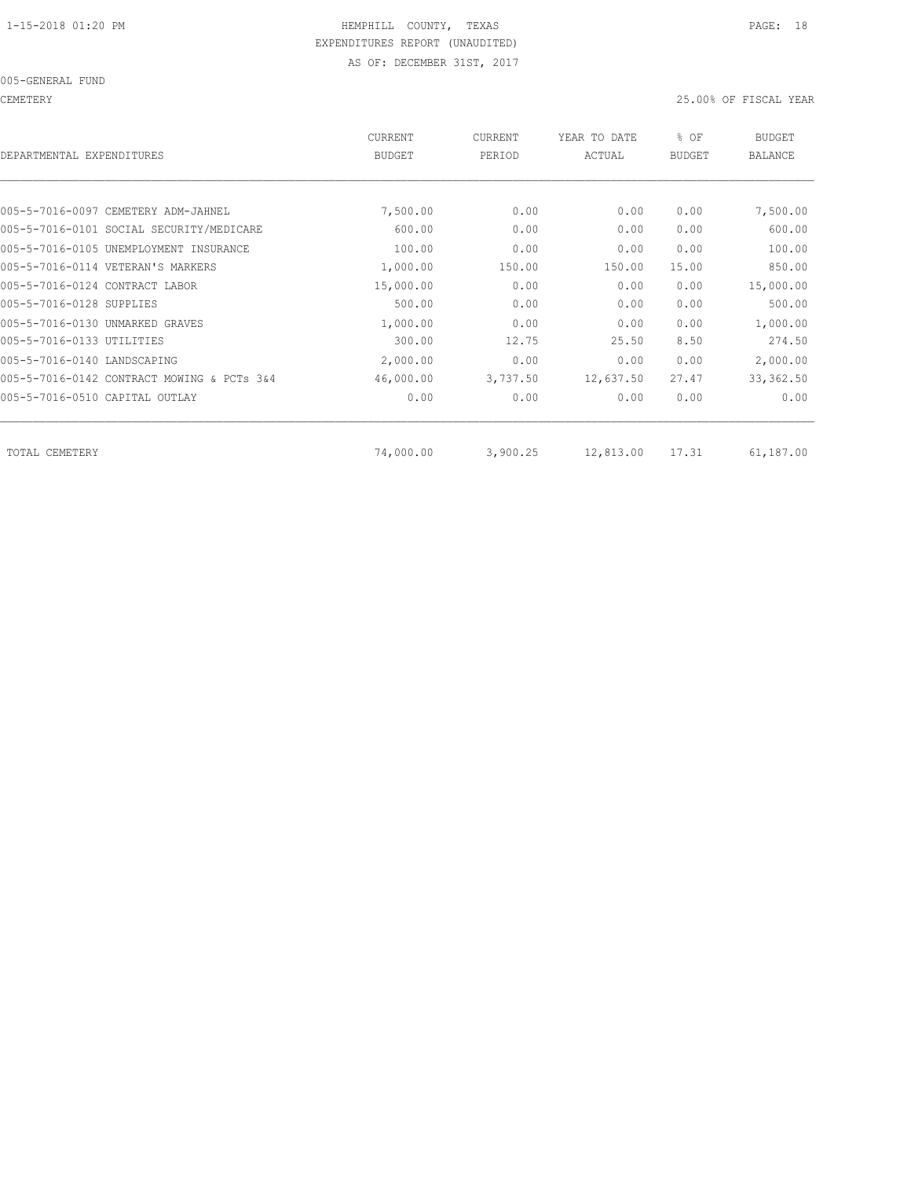HEMPHILL COUNTY, TEXAS
EXPENDITURES REPORT (UNAUDITED)
AS OF: DECEMBER 31ST, 2017

005-GENERAL FUND

CEMETERY — 25.00% OF FISCAL YEAR

| DEPARTMENTAL EXPENDITURES | CURRENT BUDGET | CURRENT PERIOD | YEAR TO DATE ACTUAL | % OF BUDGET | BUDGET BALANCE |
|---|---|---|---|---|---|
| 005-5-7016-0097 CEMETERY ADM-JAHNEL | 7,500.00 | 0.00 | 0.00 | 0.00 | 7,500.00 |
| 005-5-7016-0101 SOCIAL SECURITY/MEDICARE | 600.00 | 0.00 | 0.00 | 0.00 | 600.00 |
| 005-5-7016-0105 UNEMPLOYMENT INSURANCE | 100.00 | 0.00 | 0.00 | 0.00 | 100.00 |
| 005-5-7016-0114 VETERAN'S MARKERS | 1,000.00 | 150.00 | 150.00 | 15.00 | 850.00 |
| 005-5-7016-0124 CONTRACT LABOR | 15,000.00 | 0.00 | 0.00 | 0.00 | 15,000.00 |
| 005-5-7016-0128 SUPPLIES | 500.00 | 0.00 | 0.00 | 0.00 | 500.00 |
| 005-5-7016-0130 UNMARKED GRAVES | 1,000.00 | 0.00 | 0.00 | 0.00 | 1,000.00 |
| 005-5-7016-0133 UTILITIES | 300.00 | 12.75 | 25.50 | 8.50 | 274.50 |
| 005-5-7016-0140 LANDSCAPING | 2,000.00 | 0.00 | 0.00 | 0.00 | 2,000.00 |
| 005-5-7016-0142 CONTRACT MOWING & PCTs 3&4 | 46,000.00 | 3,737.50 | 12,637.50 | 27.47 | 33,362.50 |
| 005-5-7016-0510 CAPITAL OUTLAY | 0.00 | 0.00 | 0.00 | 0.00 | 0.00 |
| TOTAL CEMETERY | 74,000.00 | 3,900.25 | 12,813.00 | 17.31 | 61,187.00 |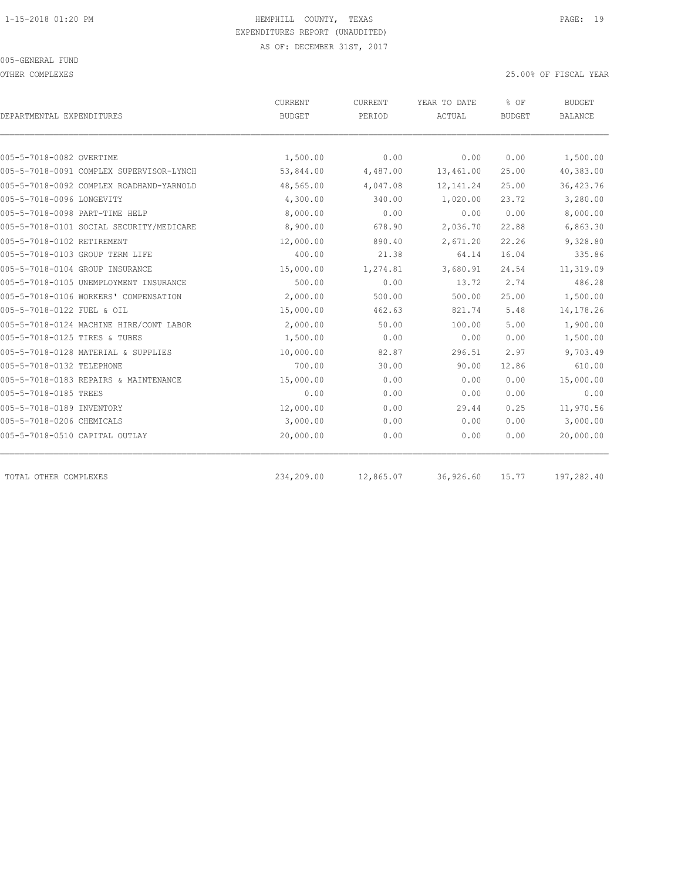HEMPHILL COUNTY, TEXAS
EXPENDITURES REPORT (UNAUDITED)
AS OF: DECEMBER 31ST, 2017

005-GENERAL FUND

OTHER COMPLEXES

25.00% OF FISCAL YEAR

| DEPARTMENTAL EXPENDITURES | CURRENT BUDGET | CURRENT PERIOD | YEAR TO DATE ACTUAL | % OF BUDGET | BUDGET BALANCE |
|---|---|---|---|---|---|
| 005-5-7018-0082 OVERTIME | 1,500.00 | 0.00 | 0.00 | 0.00 | 1,500.00 |
| 005-5-7018-0091 COMPLEX SUPERVISOR-LYNCH | 53,844.00 | 4,487.00 | 13,461.00 | 25.00 | 40,383.00 |
| 005-5-7018-0092 COMPLEX ROADHAND-YARNOLD | 48,565.00 | 4,047.08 | 12,141.24 | 25.00 | 36,423.76 |
| 005-5-7018-0096 LONGEVITY | 4,300.00 | 340.00 | 1,020.00 | 23.72 | 3,280.00 |
| 005-5-7018-0098 PART-TIME HELP | 8,000.00 | 0.00 | 0.00 | 0.00 | 8,000.00 |
| 005-5-7018-0101 SOCIAL SECURITY/MEDICARE | 8,900.00 | 678.90 | 2,036.70 | 22.88 | 6,863.30 |
| 005-5-7018-0102 RETIREMENT | 12,000.00 | 890.40 | 2,671.20 | 22.26 | 9,328.80 |
| 005-5-7018-0103 GROUP TERM LIFE | 400.00 | 21.38 | 64.14 | 16.04 | 335.86 |
| 005-5-7018-0104 GROUP INSURANCE | 15,000.00 | 1,274.81 | 3,680.91 | 24.54 | 11,319.09 |
| 005-5-7018-0105 UNEMPLOYMENT INSURANCE | 500.00 | 0.00 | 13.72 | 2.74 | 486.28 |
| 005-5-7018-0106 WORKERS' COMPENSATION | 2,000.00 | 500.00 | 500.00 | 25.00 | 1,500.00 |
| 005-5-7018-0122 FUEL & OIL | 15,000.00 | 462.63 | 821.74 | 5.48 | 14,178.26 |
| 005-5-7018-0124 MACHINE HIRE/CONT LABOR | 2,000.00 | 50.00 | 100.00 | 5.00 | 1,900.00 |
| 005-5-7018-0125 TIRES & TUBES | 1,500.00 | 0.00 | 0.00 | 0.00 | 1,500.00 |
| 005-5-7018-0128 MATERIAL & SUPPLIES | 10,000.00 | 82.87 | 296.51 | 2.97 | 9,703.49 |
| 005-5-7018-0132 TELEPHONE | 700.00 | 30.00 | 90.00 | 12.86 | 610.00 |
| 005-5-7018-0183 REPAIRS & MAINTENANCE | 15,000.00 | 0.00 | 0.00 | 0.00 | 15,000.00 |
| 005-5-7018-0185 TREES | 0.00 | 0.00 | 0.00 | 0.00 | 0.00 |
| 005-5-7018-0189 INVENTORY | 12,000.00 | 0.00 | 29.44 | 0.25 | 11,970.56 |
| 005-5-7018-0206 CHEMICALS | 3,000.00 | 0.00 | 0.00 | 0.00 | 3,000.00 |
| 005-5-7018-0510 CAPITAL OUTLAY | 20,000.00 | 0.00 | 0.00 | 0.00 | 20,000.00 |
| TOTAL OTHER COMPLEXES | 234,209.00 | 12,865.07 | 36,926.60 | 15.77 | 197,282.40 |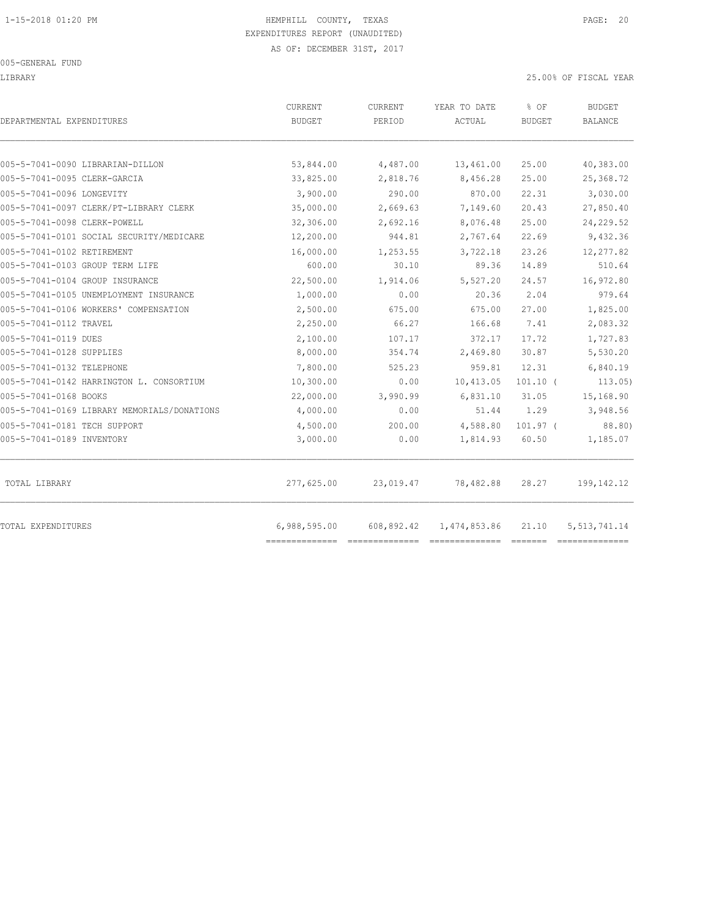1-15-2018 01:20 PM

HEMPHILL COUNTY, TEXAS
EXPENDITURES REPORT (UNAUDITED)
AS OF: DECEMBER 31ST, 2017

005-GENERAL FUND

LIBRARY — 25.00% OF FISCAL YEAR

| DEPARTMENTAL EXPENDITURES | CURRENT BUDGET | CURRENT PERIOD | YEAR TO DATE ACTUAL | % OF BUDGET | BUDGET BALANCE |
|---|---|---|---|---|---|
| 005-5-7041-0090 LIBRARIAN-DILLON | 53,844.00 | 4,487.00 | 13,461.00 | 25.00 | 40,383.00 |
| 005-5-7041-0095 CLERK-GARCIA | 33,825.00 | 2,818.76 | 8,456.28 | 25.00 | 25,368.72 |
| 005-5-7041-0096 LONGEVITY | 3,900.00 | 290.00 | 870.00 | 22.31 | 3,030.00 |
| 005-5-7041-0097 CLERK/PT-LIBRARY CLERK | 35,000.00 | 2,669.63 | 7,149.60 | 20.43 | 27,850.40 |
| 005-5-7041-0098 CLERK-POWELL | 32,306.00 | 2,692.16 | 8,076.48 | 25.00 | 24,229.52 |
| 005-5-7041-0101 SOCIAL SECURITY/MEDICARE | 12,200.00 | 944.81 | 2,767.64 | 22.69 | 9,432.36 |
| 005-5-7041-0102 RETIREMENT | 16,000.00 | 1,253.55 | 3,722.18 | 23.26 | 12,277.82 |
| 005-5-7041-0103 GROUP TERM LIFE | 600.00 | 30.10 | 89.36 | 14.89 | 510.64 |
| 005-5-7041-0104 GROUP INSURANCE | 22,500.00 | 1,914.06 | 5,527.20 | 24.57 | 16,972.80 |
| 005-5-7041-0105 UNEMPLOYMENT INSURANCE | 1,000.00 | 0.00 | 20.36 | 2.04 | 979.64 |
| 005-5-7041-0106 WORKERS' COMPENSATION | 2,500.00 | 675.00 | 675.00 | 27.00 | 1,825.00 |
| 005-5-7041-0112 TRAVEL | 2,250.00 | 66.27 | 166.68 | 7.41 | 2,083.32 |
| 005-5-7041-0119 DUES | 2,100.00 | 107.17 | 372.17 | 17.72 | 1,727.83 |
| 005-5-7041-0128 SUPPLIES | 8,000.00 | 354.74 | 2,469.80 | 30.87 | 5,530.20 |
| 005-5-7041-0132 TELEPHONE | 7,800.00 | 525.23 | 959.81 | 12.31 | 6,840.19 |
| 005-5-7041-0142 HARRINGTON L. CONSORTIUM | 10,300.00 | 0.00 | 10,413.05 | 101.10 | ( 113.05) |
| 005-5-7041-0168 BOOKS | 22,000.00 | 3,990.99 | 6,831.10 | 31.05 | 15,168.90 |
| 005-5-7041-0169 LIBRARY MEMORIALS/DONATIONS | 4,000.00 | 0.00 | 51.44 | 1.29 | 3,948.56 |
| 005-5-7041-0181 TECH SUPPORT | 4,500.00 | 200.00 | 4,588.80 | 101.97 | ( 88.80) |
| 005-5-7041-0189 INVENTORY | 3,000.00 | 0.00 | 1,814.93 | 60.50 | 1,185.07 |
| TOTAL LIBRARY | 277,625.00 | 23,019.47 | 78,482.88 | 28.27 | 199,142.12 |
| TOTAL EXPENDITURES | 6,988,595.00 | 608,892.42 | 1,474,853.86 | 21.10 | 5,513,741.14 |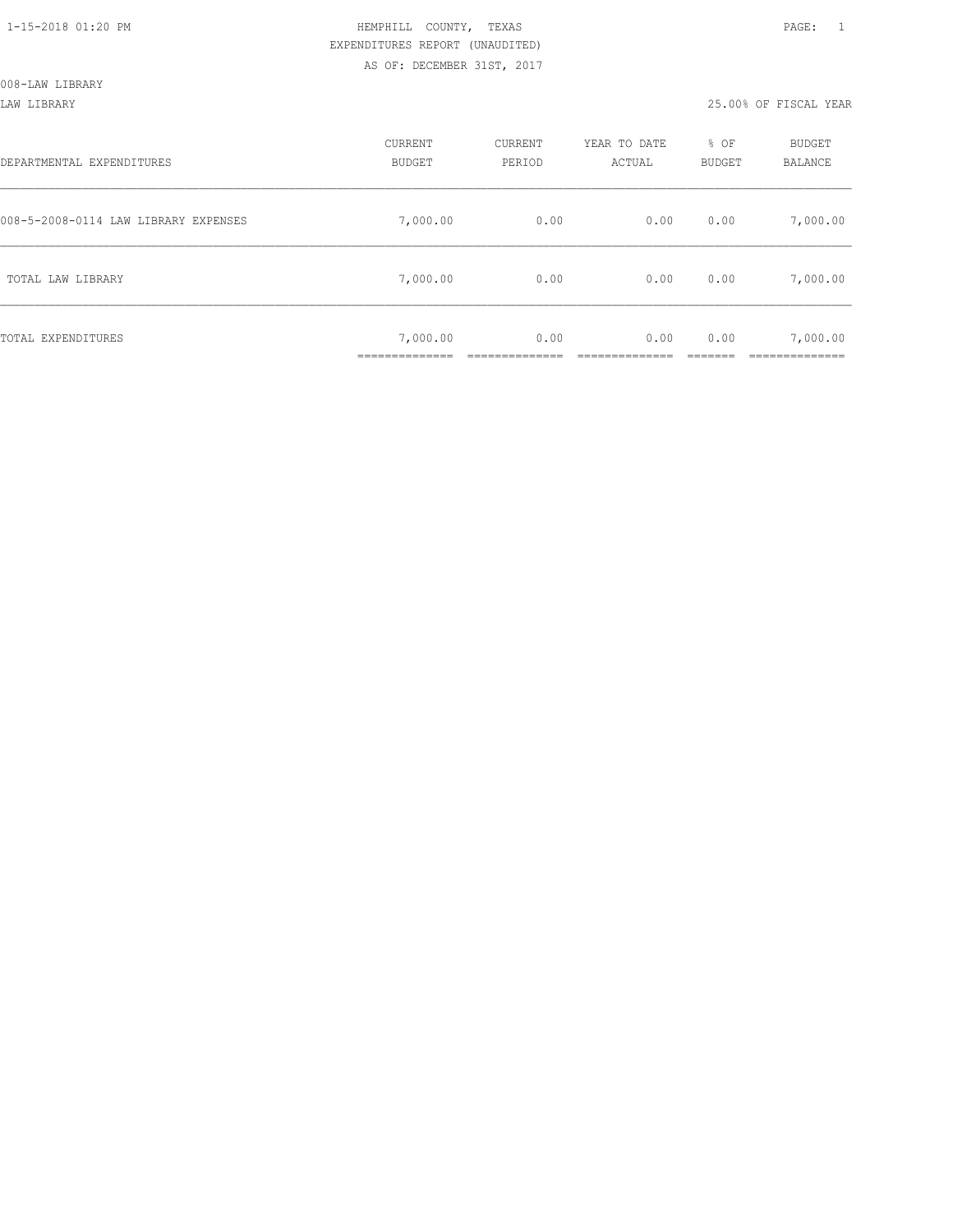HEMPHILL COUNTY, TEXAS
EXPENDITURES REPORT (UNAUDITED)
AS OF: DECEMBER 31ST, 2017

008-LAW LIBRARY

LAW LIBRARY — 25.00% OF FISCAL YEAR

| DEPARTMENTAL EXPENDITURES | CURRENT BUDGET | CURRENT PERIOD | YEAR TO DATE ACTUAL | % OF BUDGET | BUDGET BALANCE |
|---|---|---|---|---|---|
| 008-5-2008-0114 LAW LIBRARY EXPENSES | 7,000.00 | 0.00 | 0.00 | 0.00 | 7,000.00 |
| TOTAL LAW LIBRARY | 7,000.00 | 0.00 | 0.00 | 0.00 | 7,000.00 |
| TOTAL EXPENDITURES | 7,000.00 | 0.00 | 0.00 | 0.00 | 7,000.00 |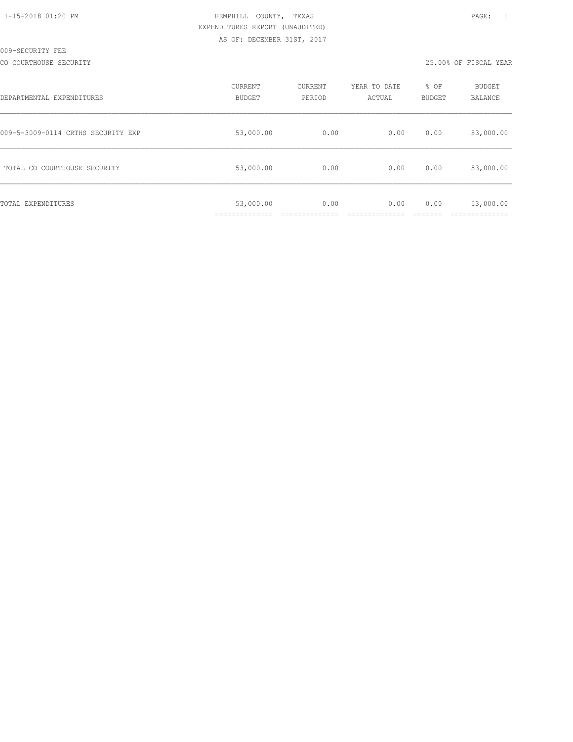HEMPHILL COUNTY, TEXAS
EXPENDITURES REPORT (UNAUDITED)
AS OF: DECEMBER 31ST, 2017

009-SECURITY FEE

CO COURTHOUSE SECURITY — 25.00% OF FISCAL YEAR

| DEPARTMENTAL EXPENDITURES | CURRENT BUDGET | CURRENT PERIOD | YEAR TO DATE ACTUAL | % OF BUDGET | BUDGET BALANCE |
|---|---|---|---|---|---|
| 009-5-3009-0114 CRTHS SECURITY EXP | 53,000.00 | 0.00 | 0.00 | 0.00 | 53,000.00 |
| TOTAL CO COURTHOUSE SECURITY | 53,000.00 | 0.00 | 0.00 | 0.00 | 53,000.00 |
| TOTAL EXPENDITURES | 53,000.00 | 0.00 | 0.00 | 0.00 | 53,000.00 |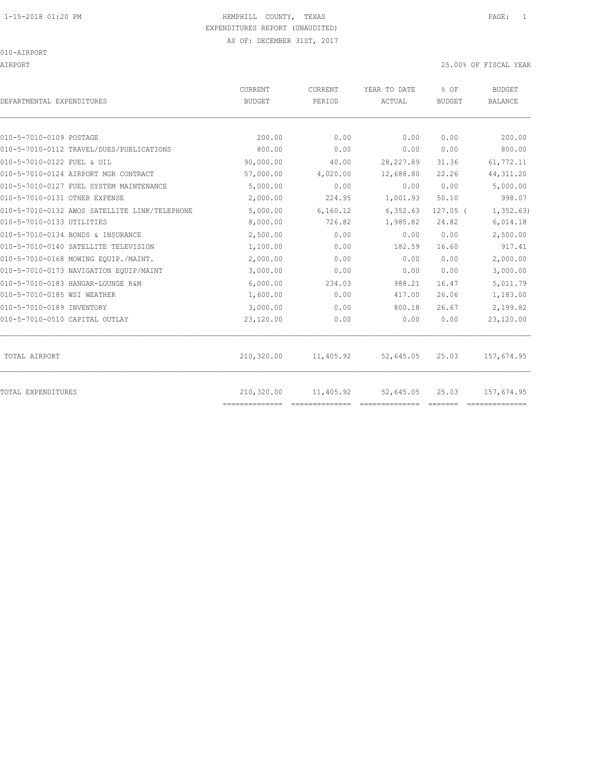HEMPHILL COUNTY, TEXAS
EXPENDITURES REPORT (UNAUDITED)
AS OF: DECEMBER 31ST, 2017

010-AIRPORT

AIRPORT — 25.00% OF FISCAL YEAR

| DEPARTMENTAL EXPENDITURES | CURRENT BUDGET | CURRENT PERIOD | YEAR TO DATE ACTUAL | % OF BUDGET | BUDGET BALANCE |
|---|---|---|---|---|---|
| 010-5-7010-0109 POSTAGE | 200.00 | 0.00 | 0.00 | 0.00 | 200.00 |
| 010-5-7010-0112 TRAVEL/DUES/PUBLICATIONS | 800.00 | 0.00 | 0.00 | 0.00 | 800.00 |
| 010-5-7010-0122 FUEL & OIL | 90,000.00 | 40.00 | 28,227.89 | 31.36 | 61,772.11 |
| 010-5-7010-0124 AIRPORT MGR CONTRACT | 57,000.00 | 4,020.00 | 12,688.80 | 22.26 | 44,311.20 |
| 010-5-7010-0127 FUEL SYSTEM MAINTENANCE | 5,000.00 | 0.00 | 0.00 | 0.00 | 5,000.00 |
| 010-5-7010-0131 OTHER EXPENSE | 2,000.00 | 224.95 | 1,001.93 | 50.10 | 998.07 |
| 010-5-7010-0132 AWOS SATELLITE LINK/TELEPHONE | 5,000.00 | 6,160.12 | 6,352.63 | 127.05 | ( 1,352.63) |
| 010-5-7010-0133 UTILITIES | 8,000.00 | 726.82 | 1,985.82 | 24.82 | 6,014.18 |
| 010-5-7010-0134 BONDS & INSURANCE | 2,500.00 | 0.00 | 0.00 | 0.00 | 2,500.00 |
| 010-5-7010-0140 SATELLITE TELEVISION | 1,100.00 | 0.00 | 182.59 | 16.60 | 917.41 |
| 010-5-7010-0168 MOWING EQUIP./MAINT. | 2,000.00 | 0.00 | 0.00 | 0.00 | 2,000.00 |
| 010-5-7010-0173 NAVIGATION EQUIP/MAINT | 3,000.00 | 0.00 | 0.00 | 0.00 | 3,000.00 |
| 010-5-7010-0183 HANGAR-LOUNGE R&M | 6,000.00 | 234.03 | 988.21 | 16.47 | 5,011.79 |
| 010-5-7010-0185 WSI WEATHER | 1,600.00 | 0.00 | 417.00 | 26.06 | 1,183.00 |
| 010-5-7010-0189 INVENTORY | 3,000.00 | 0.00 | 800.18 | 26.67 | 2,199.82 |
| 010-5-7010-0510 CAPITAL OUTLAY | 23,120.00 | 0.00 | 0.00 | 0.00 | 23,120.00 |
| TOTAL AIRPORT | 210,320.00 | 11,405.92 | 52,645.05 | 25.03 | 157,674.95 |
| TOTAL EXPENDITURES | 210,320.00 | 11,405.92 | 52,645.05 | 25.03 | 157,674.95 |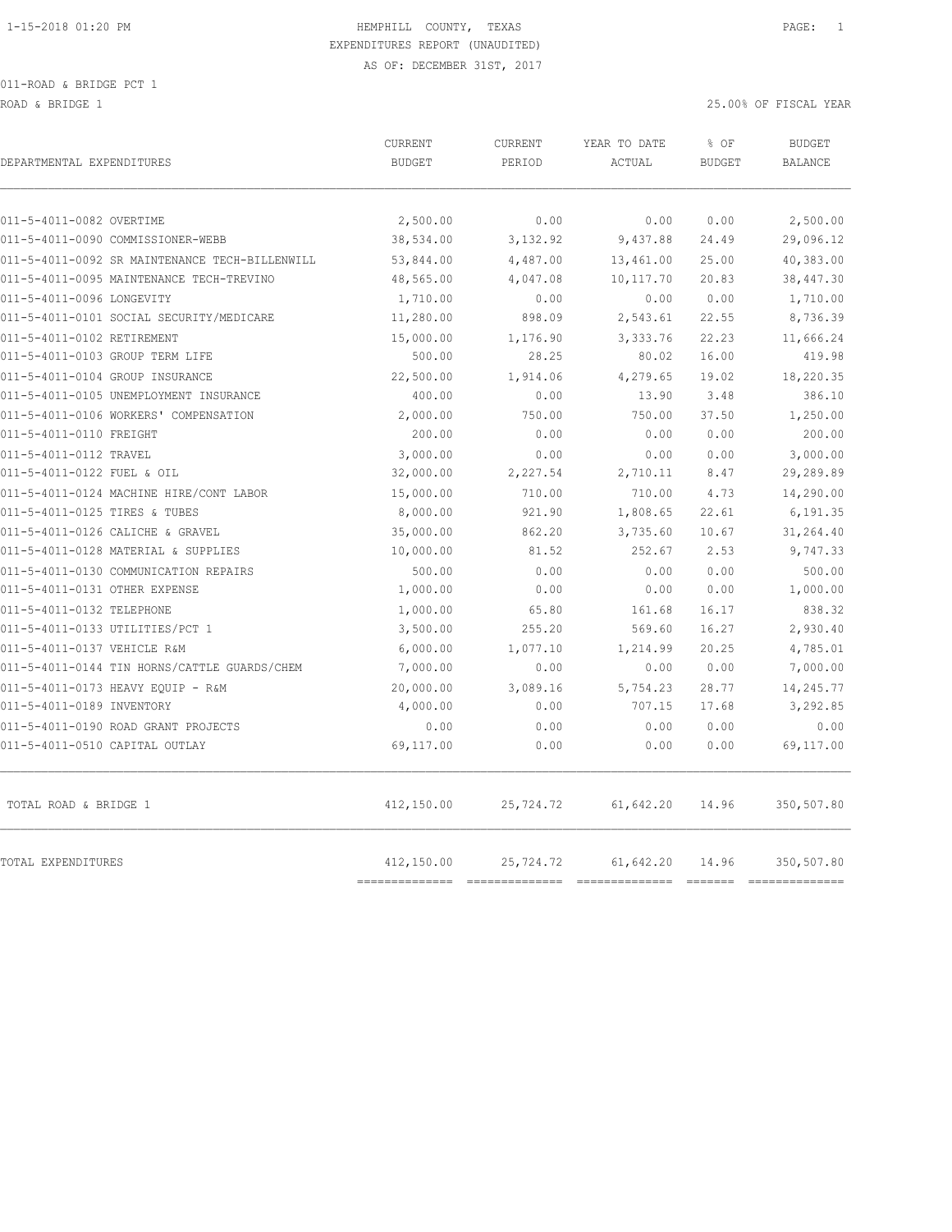HEMPHILL COUNTY, TEXAS
EXPENDITURES REPORT (UNAUDITED)
AS OF: DECEMBER 31ST, 2017

011-ROAD & BRIDGE PCT 1

ROAD & BRIDGE 1 — 25.00% OF FISCAL YEAR

| DEPARTMENTAL EXPENDITURES | CURRENT BUDGET | CURRENT PERIOD | YEAR TO DATE ACTUAL | % OF BUDGET | BUDGET BALANCE |
|---|---|---|---|---|---|
| 011-5-4011-0082 OVERTIME | 2,500.00 | 0.00 | 0.00 | 0.00 | 2,500.00 |
| 011-5-4011-0090 COMMISSIONER-WEBB | 38,534.00 | 3,132.92 | 9,437.88 | 24.49 | 29,096.12 |
| 011-5-4011-0092 SR MAINTENANCE TECH-BILLENWILL | 53,844.00 | 4,487.00 | 13,461.00 | 25.00 | 40,383.00 |
| 011-5-4011-0095 MAINTENANCE TECH-TREVINO | 48,565.00 | 4,047.08 | 10,117.70 | 20.83 | 38,447.30 |
| 011-5-4011-0096 LONGEVITY | 1,710.00 | 0.00 | 0.00 | 0.00 | 1,710.00 |
| 011-5-4011-0101 SOCIAL SECURITY/MEDICARE | 11,280.00 | 898.09 | 2,543.61 | 22.55 | 8,736.39 |
| 011-5-4011-0102 RETIREMENT | 15,000.00 | 1,176.90 | 3,333.76 | 22.23 | 11,666.24 |
| 011-5-4011-0103 GROUP TERM LIFE | 500.00 | 28.25 | 80.02 | 16.00 | 419.98 |
| 011-5-4011-0104 GROUP INSURANCE | 22,500.00 | 1,914.06 | 4,279.65 | 19.02 | 18,220.35 |
| 011-5-4011-0105 UNEMPLOYMENT INSURANCE | 400.00 | 0.00 | 13.90 | 3.48 | 386.10 |
| 011-5-4011-0106 WORKERS' COMPENSATION | 2,000.00 | 750.00 | 750.00 | 37.50 | 1,250.00 |
| 011-5-4011-0110 FREIGHT | 200.00 | 0.00 | 0.00 | 0.00 | 200.00 |
| 011-5-4011-0112 TRAVEL | 3,000.00 | 0.00 | 0.00 | 0.00 | 3,000.00 |
| 011-5-4011-0122 FUEL & OIL | 32,000.00 | 2,227.54 | 2,710.11 | 8.47 | 29,289.89 |
| 011-5-4011-0124 MACHINE HIRE/CONT LABOR | 15,000.00 | 710.00 | 710.00 | 4.73 | 14,290.00 |
| 011-5-4011-0125 TIRES & TUBES | 8,000.00 | 921.90 | 1,808.65 | 22.61 | 6,191.35 |
| 011-5-4011-0126 CALICHE & GRAVEL | 35,000.00 | 862.20 | 3,735.60 | 10.67 | 31,264.40 |
| 011-5-4011-0128 MATERIAL & SUPPLIES | 10,000.00 | 81.52 | 252.67 | 2.53 | 9,747.33 |
| 011-5-4011-0130 COMMUNICATION REPAIRS | 500.00 | 0.00 | 0.00 | 0.00 | 500.00 |
| 011-5-4011-0131 OTHER EXPENSE | 1,000.00 | 0.00 | 0.00 | 0.00 | 1,000.00 |
| 011-5-4011-0132 TELEPHONE | 1,000.00 | 65.80 | 161.68 | 16.17 | 838.32 |
| 011-5-4011-0133 UTILITIES/PCT 1 | 3,500.00 | 255.20 | 569.60 | 16.27 | 2,930.40 |
| 011-5-4011-0137 VEHICLE R&M | 6,000.00 | 1,077.10 | 1,214.99 | 20.25 | 4,785.01 |
| 011-5-4011-0144 TIN HORNS/CATTLE GUARDS/CHEM | 7,000.00 | 0.00 | 0.00 | 0.00 | 7,000.00 |
| 011-5-4011-0173 HEAVY EQUIP - R&M | 20,000.00 | 3,089.16 | 5,754.23 | 28.77 | 14,245.77 |
| 011-5-4011-0189 INVENTORY | 4,000.00 | 0.00 | 707.15 | 17.68 | 3,292.85 |
| 011-5-4011-0190 ROAD GRANT PROJECTS | 0.00 | 0.00 | 0.00 | 0.00 | 0.00 |
| 011-5-4011-0510 CAPITAL OUTLAY | 69,117.00 | 0.00 | 0.00 | 0.00 | 69,117.00 |
| TOTAL ROAD & BRIDGE 1 | 412,150.00 | 25,724.72 | 61,642.20 | 14.96 | 350,507.80 |
| TOTAL EXPENDITURES | 412,150.00 | 25,724.72 | 61,642.20 | 14.96 | 350,507.80 |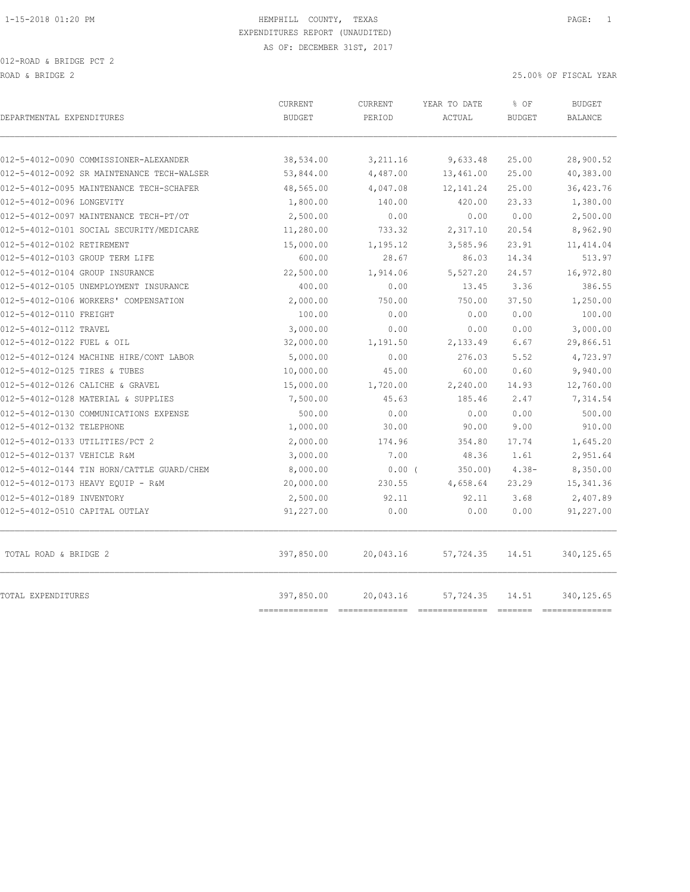HEMPHILL COUNTY, TEXAS

EXPENDITURES REPORT (UNAUDITED)

AS OF: DECEMBER 31ST, 2017

012-ROAD & BRIDGE PCT 2

ROAD & BRIDGE 2

25.00% OF FISCAL YEAR

| DEPARTMENTAL EXPENDITURES | CURRENT BUDGET | CURRENT PERIOD | YEAR TO DATE ACTUAL | % OF BUDGET | BUDGET BALANCE |
|---|---|---|---|---|---|
| 012-5-4012-0090 COMMISSIONER-ALEXANDER | 38,534.00 | 3,211.16 | 9,633.48 | 25.00 | 28,900.52 |
| 012-5-4012-0092 SR MAINTENANCE TECH-WALSER | 53,844.00 | 4,487.00 | 13,461.00 | 25.00 | 40,383.00 |
| 012-5-4012-0095 MAINTENANCE TECH-SCHAFER | 48,565.00 | 4,047.08 | 12,141.24 | 25.00 | 36,423.76 |
| 012-5-4012-0096 LONGEVITY | 1,800.00 | 140.00 | 420.00 | 23.33 | 1,380.00 |
| 012-5-4012-0097 MAINTENANCE TECH-PT/OT | 2,500.00 | 0.00 | 0.00 | 0.00 | 2,500.00 |
| 012-5-4012-0101 SOCIAL SECURITY/MEDICARE | 11,280.00 | 733.32 | 2,317.10 | 20.54 | 8,962.90 |
| 012-5-4012-0102 RETIREMENT | 15,000.00 | 1,195.12 | 3,585.96 | 23.91 | 11,414.04 |
| 012-5-4012-0103 GROUP TERM LIFE | 600.00 | 28.67 | 86.03 | 14.34 | 513.97 |
| 012-5-4012-0104 GROUP INSURANCE | 22,500.00 | 1,914.06 | 5,527.20 | 24.57 | 16,972.80 |
| 012-5-4012-0105 UNEMPLOYMENT INSURANCE | 400.00 | 0.00 | 13.45 | 3.36 | 386.55 |
| 012-5-4012-0106 WORKERS' COMPENSATION | 2,000.00 | 750.00 | 750.00 | 37.50 | 1,250.00 |
| 012-5-4012-0110 FREIGHT | 100.00 | 0.00 | 0.00 | 0.00 | 100.00 |
| 012-5-4012-0112 TRAVEL | 3,000.00 | 0.00 | 0.00 | 0.00 | 3,000.00 |
| 012-5-4012-0122 FUEL & OIL | 32,000.00 | 1,191.50 | 2,133.49 | 6.67 | 29,866.51 |
| 012-5-4012-0124 MACHINE HIRE/CONT LABOR | 5,000.00 | 0.00 | 276.03 | 5.52 | 4,723.97 |
| 012-5-4012-0125 TIRES & TUBES | 10,000.00 | 45.00 | 60.00 | 0.60 | 9,940.00 |
| 012-5-4012-0126 CALICHE & GRAVEL | 15,000.00 | 1,720.00 | 2,240.00 | 14.93 | 12,760.00 |
| 012-5-4012-0128 MATERIAL & SUPPLIES | 7,500.00 | 45.63 | 185.46 | 2.47 | 7,314.54 |
| 012-5-4012-0130 COMMUNICATIONS EXPENSE | 500.00 | 0.00 | 0.00 | 0.00 | 500.00 |
| 012-5-4012-0132 TELEPHONE | 1,000.00 | 30.00 | 90.00 | 9.00 | 910.00 |
| 012-5-4012-0133 UTILITIES/PCT 2 | 2,000.00 | 174.96 | 354.80 | 17.74 | 1,645.20 |
| 012-5-4012-0137 VEHICLE R&M | 3,000.00 | 7.00 | 48.36 | 1.61 | 2,951.64 |
| 012-5-4012-0144 TIN HORN/CATTLE GUARD/CHEM | 8,000.00 | 0.00 | ( 350.00) | 4.38- | 8,350.00 |
| 012-5-4012-0173 HEAVY EQUIP - R&M | 20,000.00 | 230.55 | 4,658.64 | 23.29 | 15,341.36 |
| 012-5-4012-0189 INVENTORY | 2,500.00 | 92.11 | 92.11 | 3.68 | 2,407.89 |
| 012-5-4012-0510 CAPITAL OUTLAY | 91,227.00 | 0.00 | 0.00 | 0.00 | 91,227.00 |
| TOTAL ROAD & BRIDGE 2 | 397,850.00 | 20,043.16 | 57,724.35 | 14.51 | 340,125.65 |
| TOTAL EXPENDITURES | 397,850.00 | 20,043.16 | 57,724.35 | 14.51 | 340,125.65 |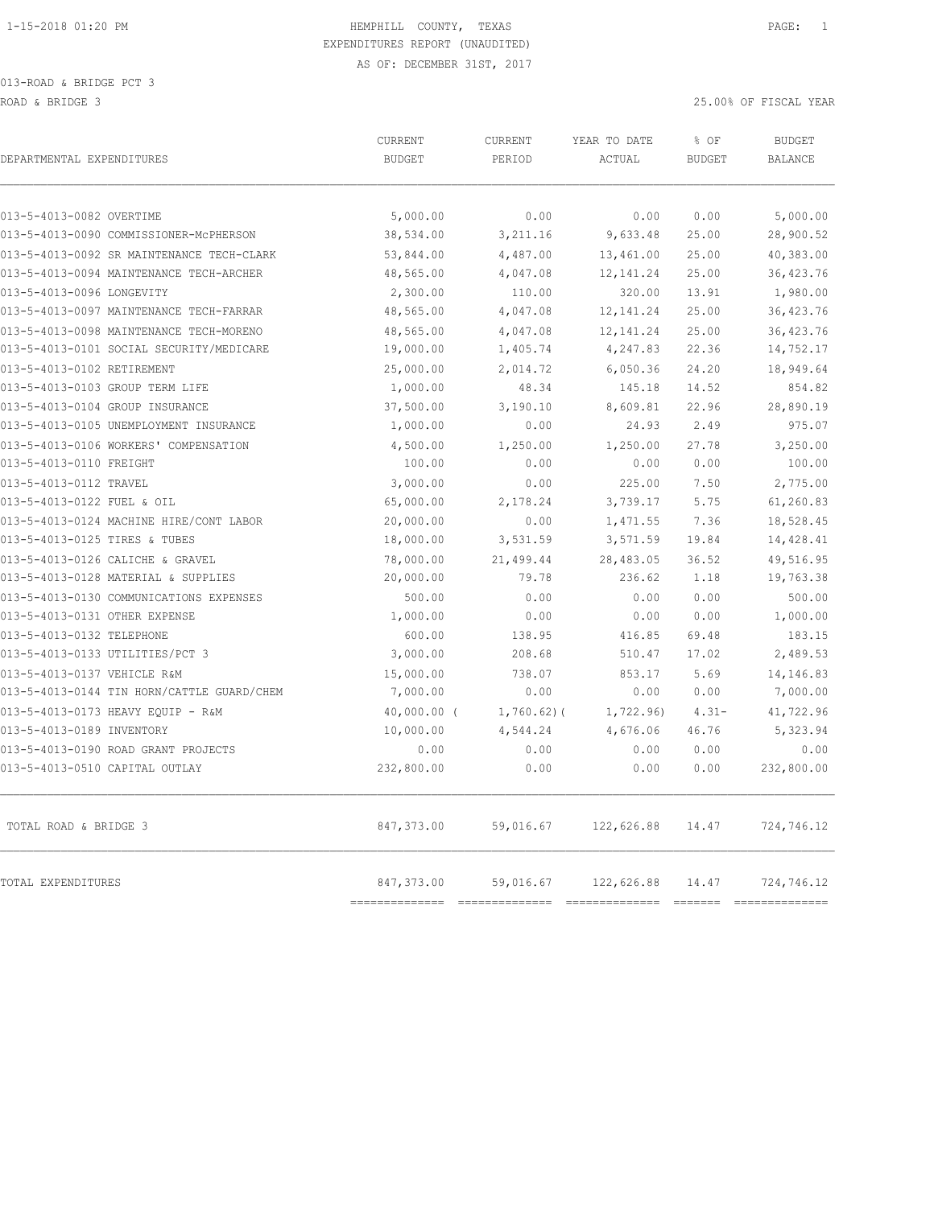HEMPHILL COUNTY, TEXAS
EXPENDITURES REPORT (UNAUDITED)
AS OF: DECEMBER 31ST, 2017

013-ROAD & BRIDGE PCT 3

ROAD & BRIDGE 3 — 25.00% OF FISCAL YEAR

| DEPARTMENTAL EXPENDITURES | CURRENT BUDGET | CURRENT PERIOD | YEAR TO DATE ACTUAL | % OF BUDGET | BUDGET BALANCE |
|---|---|---|---|---|---|
| 013-5-4013-0082 OVERTIME | 5,000.00 | 0.00 | 0.00 | 0.00 | 5,000.00 |
| 013-5-4013-0090 COMMISSIONER-McPHERSON | 38,534.00 | 3,211.16 | 9,633.48 | 25.00 | 28,900.52 |
| 013-5-4013-0092 SR MAINTENANCE TECH-CLARK | 53,844.00 | 4,487.00 | 13,461.00 | 25.00 | 40,383.00 |
| 013-5-4013-0094 MAINTENANCE TECH-ARCHER | 48,565.00 | 4,047.08 | 12,141.24 | 25.00 | 36,423.76 |
| 013-5-4013-0096 LONGEVITY | 2,300.00 | 110.00 | 320.00 | 13.91 | 1,980.00 |
| 013-5-4013-0097 MAINTENANCE TECH-FARRAR | 48,565.00 | 4,047.08 | 12,141.24 | 25.00 | 36,423.76 |
| 013-5-4013-0098 MAINTENANCE TECH-MORENO | 48,565.00 | 4,047.08 | 12,141.24 | 25.00 | 36,423.76 |
| 013-5-4013-0101 SOCIAL SECURITY/MEDICARE | 19,000.00 | 1,405.74 | 4,247.83 | 22.36 | 14,752.17 |
| 013-5-4013-0102 RETIREMENT | 25,000.00 | 2,014.72 | 6,050.36 | 24.20 | 18,949.64 |
| 013-5-4013-0103 GROUP TERM LIFE | 1,000.00 | 48.34 | 145.18 | 14.52 | 854.82 |
| 013-5-4013-0104 GROUP INSURANCE | 37,500.00 | 3,190.10 | 8,609.81 | 22.96 | 28,890.19 |
| 013-5-4013-0105 UNEMPLOYMENT INSURANCE | 1,000.00 | 0.00 | 24.93 | 2.49 | 975.07 |
| 013-5-4013-0106 WORKERS' COMPENSATION | 4,500.00 | 1,250.00 | 1,250.00 | 27.78 | 3,250.00 |
| 013-5-4013-0110 FREIGHT | 100.00 | 0.00 | 0.00 | 0.00 | 100.00 |
| 013-5-4013-0112 TRAVEL | 3,000.00 | 0.00 | 225.00 | 7.50 | 2,775.00 |
| 013-5-4013-0122 FUEL & OIL | 65,000.00 | 2,178.24 | 3,739.17 | 5.75 | 61,260.83 |
| 013-5-4013-0124 MACHINE HIRE/CONT LABOR | 20,000.00 | 0.00 | 1,471.55 | 7.36 | 18,528.45 |
| 013-5-4013-0125 TIRES & TUBES | 18,000.00 | 3,531.59 | 3,571.59 | 19.84 | 14,428.41 |
| 013-5-4013-0126 CALICHE & GRAVEL | 78,000.00 | 21,499.44 | 28,483.05 | 36.52 | 49,516.95 |
| 013-5-4013-0128 MATERIAL & SUPPLIES | 20,000.00 | 79.78 | 236.62 | 1.18 | 19,763.38 |
| 013-5-4013-0130 COMMUNICATIONS EXPENSES | 500.00 | 0.00 | 0.00 | 0.00 | 500.00 |
| 013-5-4013-0131 OTHER EXPENSE | 1,000.00 | 0.00 | 0.00 | 0.00 | 1,000.00 |
| 013-5-4013-0132 TELEPHONE | 600.00 | 138.95 | 416.85 | 69.48 | 183.15 |
| 013-5-4013-0133 UTILITIES/PCT 3 | 3,000.00 | 208.68 | 510.47 | 17.02 | 2,489.53 |
| 013-5-4013-0137 VEHICLE R&M | 15,000.00 | 738.07 | 853.17 | 5.69 | 14,146.83 |
| 013-5-4013-0144 TIN HORN/CATTLE GUARD/CHEM | 7,000.00 | 0.00 | 0.00 | 0.00 | 7,000.00 |
| 013-5-4013-0173 HEAVY EQUIP - R&M | 40,000.00 | ( 1,760.62) | ( 1,722.96) | 4.31- | 41,722.96 |
| 013-5-4013-0189 INVENTORY | 10,000.00 | 4,544.24 | 4,676.06 | 46.76 | 5,323.94 |
| 013-5-4013-0190 ROAD GRANT PROJECTS | 0.00 | 0.00 | 0.00 | 0.00 | 0.00 |
| 013-5-4013-0510 CAPITAL OUTLAY | 232,800.00 | 0.00 | 0.00 | 0.00 | 232,800.00 |
| TOTAL ROAD & BRIDGE 3 | 847,373.00 | 59,016.67 | 122,626.88 | 14.47 | 724,746.12 |
| TOTAL EXPENDITURES | 847,373.00 | 59,016.67 | 122,626.88 | 14.47 | 724,746.12 |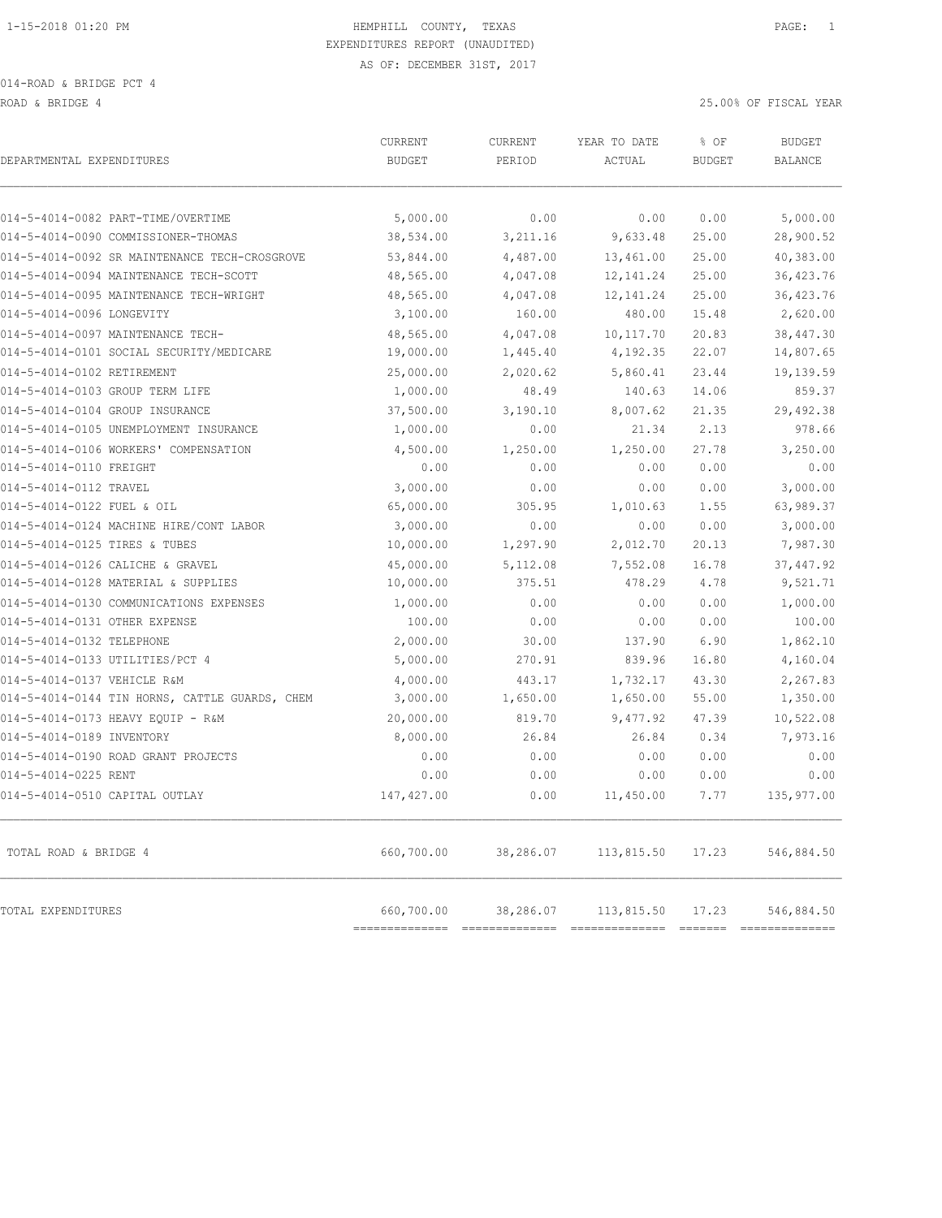HEMPHILL COUNTY, TEXAS
EXPENDITURES REPORT (UNAUDITED)
AS OF: DECEMBER 31ST, 2017

014-ROAD & BRIDGE PCT 4

ROAD & BRIDGE 4

25.00% OF FISCAL YEAR

| DEPARTMENTAL EXPENDITURES | CURRENT BUDGET | CURRENT PERIOD | YEAR TO DATE ACTUAL | % OF BUDGET | BUDGET BALANCE |
|---|---|---|---|---|---|
| 014-5-4014-0082 PART-TIME/OVERTIME | 5,000.00 | 0.00 | 0.00 | 0.00 | 5,000.00 |
| 014-5-4014-0090 COMMISSIONER-THOMAS | 38,534.00 | 3,211.16 | 9,633.48 | 25.00 | 28,900.52 |
| 014-5-4014-0092 SR MAINTENANCE TECH-CROSGROVE | 53,844.00 | 4,487.00 | 13,461.00 | 25.00 | 40,383.00 |
| 014-5-4014-0094 MAINTENANCE TECH-SCOTT | 48,565.00 | 4,047.08 | 12,141.24 | 25.00 | 36,423.76 |
| 014-5-4014-0095 MAINTENANCE TECH-WRIGHT | 48,565.00 | 4,047.08 | 12,141.24 | 25.00 | 36,423.76 |
| 014-5-4014-0096 LONGEVITY | 3,100.00 | 160.00 | 480.00 | 15.48 | 2,620.00 |
| 014-5-4014-0097 MAINTENANCE TECH- | 48,565.00 | 4,047.08 | 10,117.70 | 20.83 | 38,447.30 |
| 014-5-4014-0101 SOCIAL SECURITY/MEDICARE | 19,000.00 | 1,445.40 | 4,192.35 | 22.07 | 14,807.65 |
| 014-5-4014-0102 RETIREMENT | 25,000.00 | 2,020.62 | 5,860.41 | 23.44 | 19,139.59 |
| 014-5-4014-0103 GROUP TERM LIFE | 1,000.00 | 48.49 | 140.63 | 14.06 | 859.37 |
| 014-5-4014-0104 GROUP INSURANCE | 37,500.00 | 3,190.10 | 8,007.62 | 21.35 | 29,492.38 |
| 014-5-4014-0105 UNEMPLOYMENT INSURANCE | 1,000.00 | 0.00 | 21.34 | 2.13 | 978.66 |
| 014-5-4014-0106 WORKERS' COMPENSATION | 4,500.00 | 1,250.00 | 1,250.00 | 27.78 | 3,250.00 |
| 014-5-4014-0110 FREIGHT | 0.00 | 0.00 | 0.00 | 0.00 | 0.00 |
| 014-5-4014-0112 TRAVEL | 3,000.00 | 0.00 | 0.00 | 0.00 | 3,000.00 |
| 014-5-4014-0122 FUEL & OIL | 65,000.00 | 305.95 | 1,010.63 | 1.55 | 63,989.37 |
| 014-5-4014-0124 MACHINE HIRE/CONT LABOR | 3,000.00 | 0.00 | 0.00 | 0.00 | 3,000.00 |
| 014-5-4014-0125 TIRES & TUBES | 10,000.00 | 1,297.90 | 2,012.70 | 20.13 | 7,987.30 |
| 014-5-4014-0126 CALICHE & GRAVEL | 45,000.00 | 5,112.08 | 7,552.08 | 16.78 | 37,447.92 |
| 014-5-4014-0128 MATERIAL & SUPPLIES | 10,000.00 | 375.51 | 478.29 | 4.78 | 9,521.71 |
| 014-5-4014-0130 COMMUNICATIONS EXPENSES | 1,000.00 | 0.00 | 0.00 | 0.00 | 1,000.00 |
| 014-5-4014-0131 OTHER EXPENSE | 100.00 | 0.00 | 0.00 | 0.00 | 100.00 |
| 014-5-4014-0132 TELEPHONE | 2,000.00 | 30.00 | 137.90 | 6.90 | 1,862.10 |
| 014-5-4014-0133 UTILITIES/PCT 4 | 5,000.00 | 270.91 | 839.96 | 16.80 | 4,160.04 |
| 014-5-4014-0137 VEHICLE R&M | 4,000.00 | 443.17 | 1,732.17 | 43.30 | 2,267.83 |
| 014-5-4014-0144 TIN HORNS, CATTLE GUARDS, CHEM | 3,000.00 | 1,650.00 | 1,650.00 | 55.00 | 1,350.00 |
| 014-5-4014-0173 HEAVY EQUIP - R&M | 20,000.00 | 819.70 | 9,477.92 | 47.39 | 10,522.08 |
| 014-5-4014-0189 INVENTORY | 8,000.00 | 26.84 | 26.84 | 0.34 | 7,973.16 |
| 014-5-4014-0190 ROAD GRANT PROJECTS | 0.00 | 0.00 | 0.00 | 0.00 | 0.00 |
| 014-5-4014-0225 RENT | 0.00 | 0.00 | 0.00 | 0.00 | 0.00 |
| 014-5-4014-0510 CAPITAL OUTLAY | 147,427.00 | 0.00 | 11,450.00 | 7.77 | 135,977.00 |
| TOTAL ROAD & BRIDGE 4 | 660,700.00 | 38,286.07 | 113,815.50 | 17.23 | 546,884.50 |
| TOTAL EXPENDITURES | 660,700.00 | 38,286.07 | 113,815.50 | 17.23 | 546,884.50 |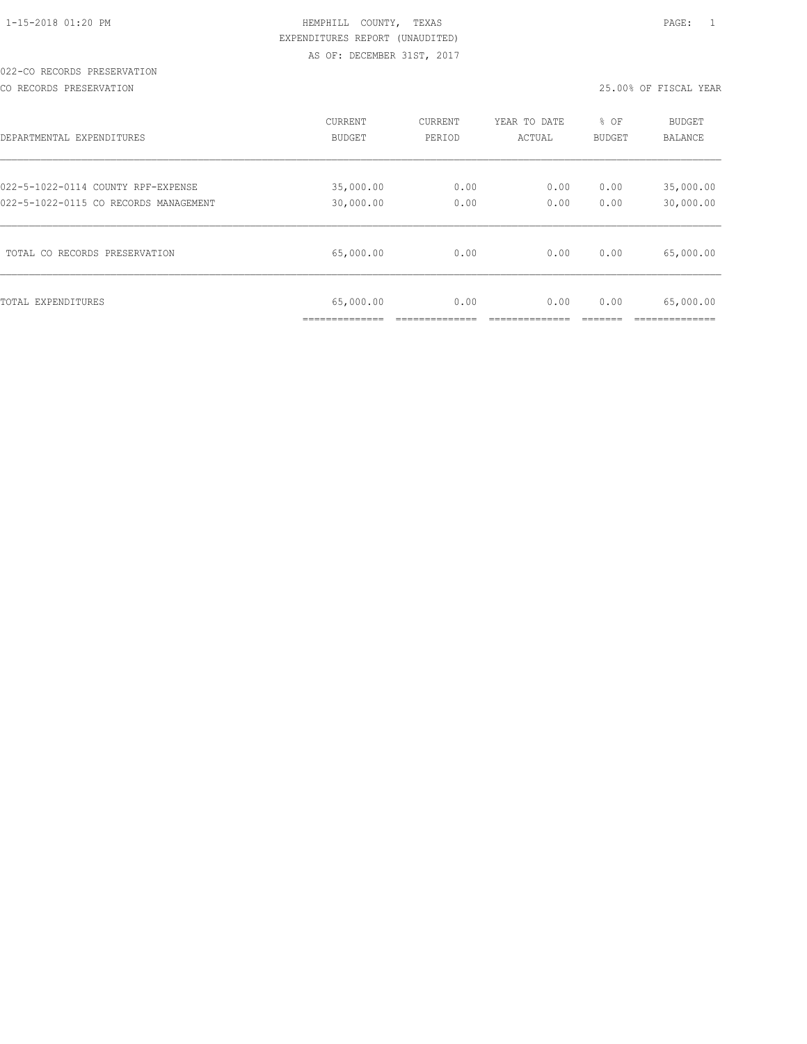HEMPHILL COUNTY, TEXAS
EXPENDITURES REPORT (UNAUDITED)
AS OF: DECEMBER 31ST, 2017

022-CO RECORDS PRESERVATION

CO RECORDS PRESERVATION — 25.00% OF FISCAL YEAR

| DEPARTMENTAL EXPENDITURES | CURRENT BUDGET | CURRENT PERIOD | YEAR TO DATE ACTUAL | % OF BUDGET | BUDGET BALANCE |
|---|---|---|---|---|---|
| 022-5-1022-0114 COUNTY RPF-EXPENSE | 35,000.00 | 0.00 | 0.00 | 0.00 | 35,000.00 |
| 022-5-1022-0115 CO RECORDS MANAGEMENT | 30,000.00 | 0.00 | 0.00 | 0.00 | 30,000.00 |
| TOTAL CO RECORDS PRESERVATION | 65,000.00 | 0.00 | 0.00 | 0.00 | 65,000.00 |
| TOTAL EXPENDITURES | 65,000.00 | 0.00 | 0.00 | 0.00 | 65,000.00 |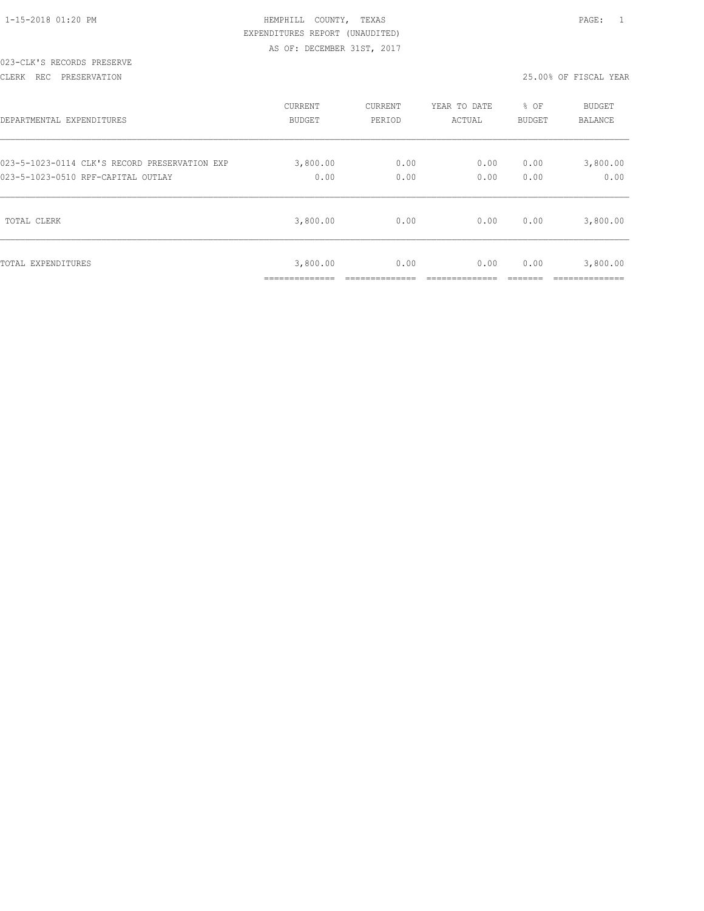HEMPHILL COUNTY, TEXAS

EXPENDITURES REPORT (UNAUDITED)

AS OF: DECEMBER 31ST, 2017

023-CLK'S RECORDS PRESERVE

CLERK REC PRESERVATION

25.00% OF FISCAL YEAR

| DEPARTMENTAL EXPENDITURES | CURRENT BUDGET | CURRENT PERIOD | YEAR TO DATE ACTUAL | % OF BUDGET | BUDGET BALANCE |
|---|---|---|---|---|---|
| 023-5-1023-0114 CLK'S RECORD PRESERVATION EXP | 3,800.00 | 0.00 | 0.00 | 0.00 | 3,800.00 |
| 023-5-1023-0510 RPF-CAPITAL OUTLAY | 0.00 | 0.00 | 0.00 | 0.00 | 0.00 |
| TOTAL CLERK | 3,800.00 | 0.00 | 0.00 | 0.00 | 3,800.00 |
| TOTAL EXPENDITURES | 3,800.00 | 0.00 | 0.00 | 0.00 | 3,800.00 |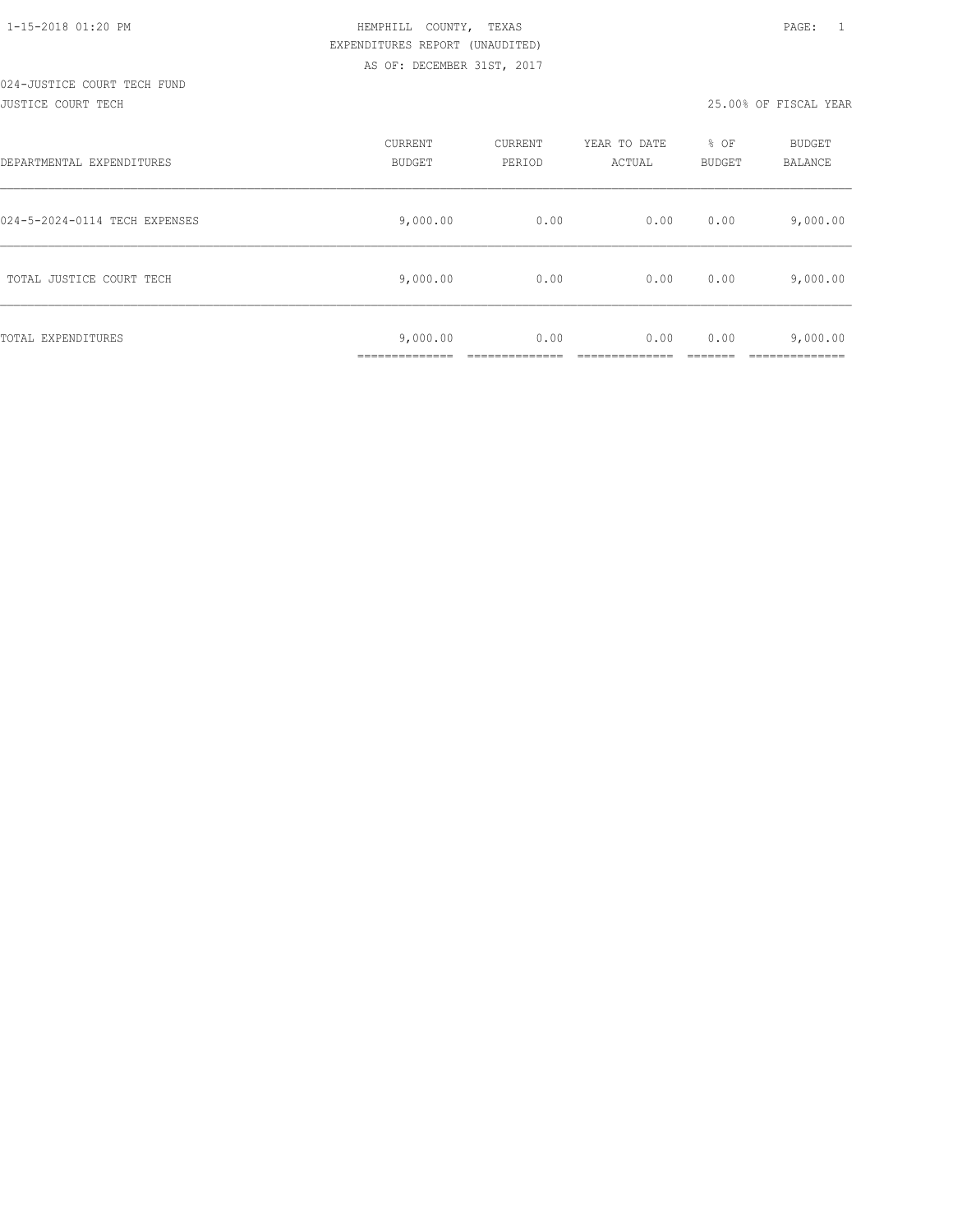1-15-2018 01:20 PM

HEMPHILL COUNTY, TEXAS

EXPENDITURES REPORT (UNAUDITED)

AS OF: DECEMBER 31ST, 2017

024-JUSTICE COURT TECH FUND

JUSTICE COURT TECH

25.00% OF FISCAL YEAR

| DEPARTMENTAL EXPENDITURES | CURRENT BUDGET | CURRENT PERIOD | YEAR TO DATE ACTUAL | % OF BUDGET | BUDGET BALANCE |
|---|---|---|---|---|---|
| 024-5-2024-0114 TECH EXPENSES | 9,000.00 | 0.00 | 0.00 | 0.00 | 9,000.00 |
| TOTAL JUSTICE COURT TECH | 9,000.00 | 0.00 | 0.00 | 0.00 | 9,000.00 |
| TOTAL EXPENDITURES | 9,000.00 | 0.00 | 0.00 | 0.00 | 9,000.00 |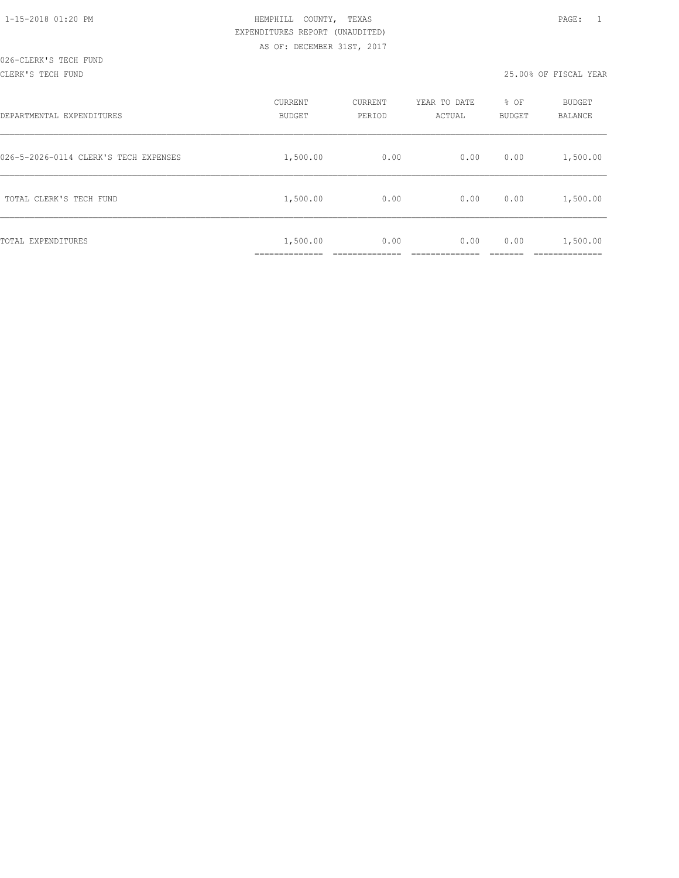HEMPHILL COUNTY, TEXAS
EXPENDITURES REPORT (UNAUDITED)
AS OF: DECEMBER 31ST, 2017

026-CLERK'S TECH FUND
CLERK'S TECH FUND

25.00% OF FISCAL YEAR

| DEPARTMENTAL EXPENDITURES | CURRENT BUDGET | CURRENT PERIOD | YEAR TO DATE ACTUAL | % OF BUDGET | BUDGET BALANCE |
|---|---|---|---|---|---|
| 026-5-2026-0114 CLERK'S TECH EXPENSES | 1,500.00 | 0.00 | 0.00 | 0.00 | 1,500.00 |
| TOTAL CLERK'S TECH FUND | 1,500.00 | 0.00 | 0.00 | 0.00 | 1,500.00 |
| TOTAL EXPENDITURES | 1,500.00 | 0.00 | 0.00 | 0.00 | 1,500.00 |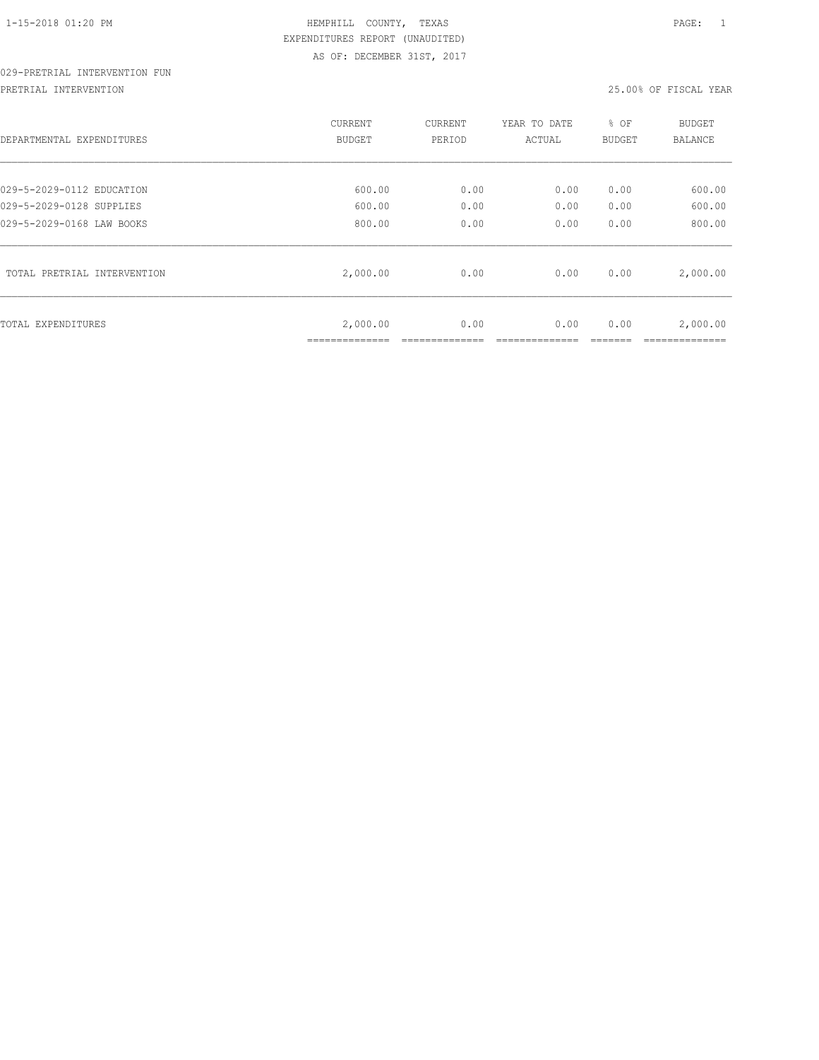HEMPHILL COUNTY, TEXAS
EXPENDITURES REPORT (UNAUDITED)
AS OF: DECEMBER 31ST, 2017

029-PRETRIAL INTERVENTION FUN

PRETRIAL INTERVENTION 25.00% OF FISCAL YEAR

| DEPARTMENTAL EXPENDITURES | CURRENT BUDGET | CURRENT PERIOD | YEAR TO DATE ACTUAL | % OF BUDGET | BUDGET BALANCE |
|---|---|---|---|---|---|
| 029-5-2029-0112 EDUCATION | 600.00 | 0.00 | 0.00 | 0.00 | 600.00 |
| 029-5-2029-0128 SUPPLIES | 600.00 | 0.00 | 0.00 | 0.00 | 600.00 |
| 029-5-2029-0168 LAW BOOKS | 800.00 | 0.00 | 0.00 | 0.00 | 800.00 |
| TOTAL PRETRIAL INTERVENTION | 2,000.00 | 0.00 | 0.00 | 0.00 | 2,000.00 |
| TOTAL EXPENDITURES | 2,000.00 | 0.00 | 0.00 | 0.00 | 2,000.00 |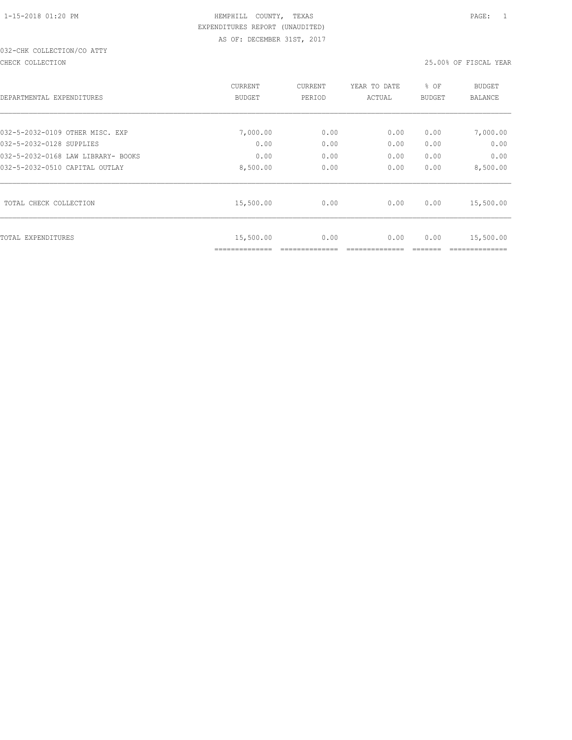HEMPHILL COUNTY, TEXAS
EXPENDITURES REPORT (UNAUDITED)
AS OF: DECEMBER 31ST, 2017

032-CHK COLLECTION/CO ATTY

CHECK COLLECTION

25.00% OF FISCAL YEAR

| DEPARTMENTAL EXPENDITURES | CURRENT BUDGET | CURRENT PERIOD | YEAR TO DATE ACTUAL | % OF BUDGET | BUDGET BALANCE |
|---|---|---|---|---|---|
| 032-5-2032-0109 OTHER MISC. EXP | 7,000.00 | 0.00 | 0.00 | 0.00 | 7,000.00 |
| 032-5-2032-0128 SUPPLIES | 0.00 | 0.00 | 0.00 | 0.00 | 0.00 |
| 032-5-2032-0168 LAW LIBRARY- BOOKS | 0.00 | 0.00 | 0.00 | 0.00 | 0.00 |
| 032-5-2032-0510 CAPITAL OUTLAY | 8,500.00 | 0.00 | 0.00 | 0.00 | 8,500.00 |
| TOTAL CHECK COLLECTION | 15,500.00 | 0.00 | 0.00 | 0.00 | 15,500.00 |
| TOTAL EXPENDITURES | 15,500.00 | 0.00 | 0.00 | 0.00 | 15,500.00 |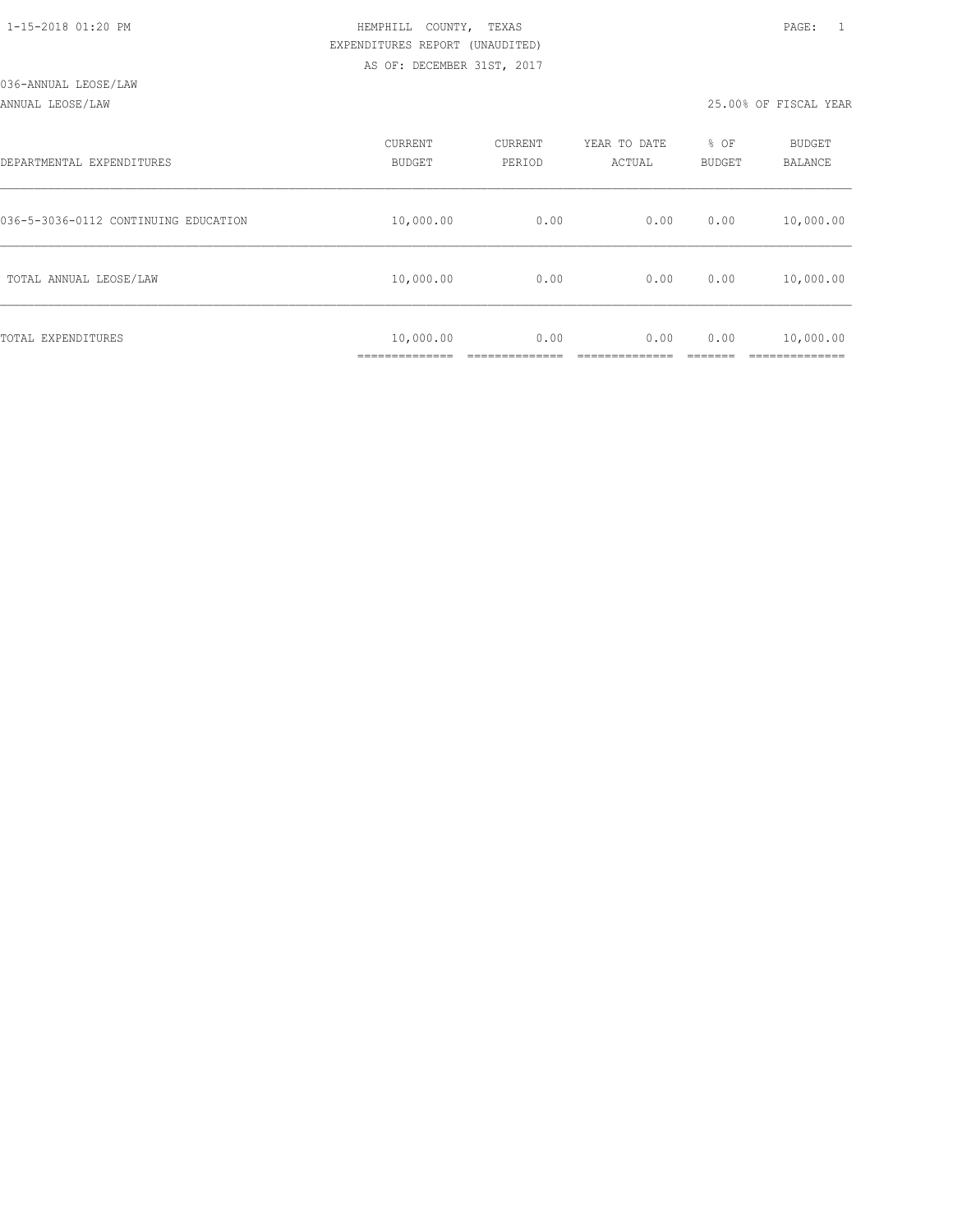HEMPHILL COUNTY, TEXAS
EXPENDITURES REPORT (UNAUDITED)
AS OF: DECEMBER 31ST, 2017

1-15-2018 01:20 PM

036-ANNUAL LEOSE/LAW

ANNUAL LEOSE/LAW

25.00% OF FISCAL YEAR

| DEPARTMENTAL EXPENDITURES | CURRENT BUDGET | CURRENT PERIOD | YEAR TO DATE ACTUAL | % OF BUDGET | BUDGET BALANCE |
|---|---|---|---|---|---|
| 036-5-3036-0112 CONTINUING EDUCATION | 10,000.00 | 0.00 | 0.00 | 0.00 | 10,000.00 |
| TOTAL ANNUAL LEOSE/LAW | 10,000.00 | 0.00 | 0.00 | 0.00 | 10,000.00 |
| TOTAL EXPENDITURES | 10,000.00 | 0.00 | 0.00 | 0.00 | 10,000.00 |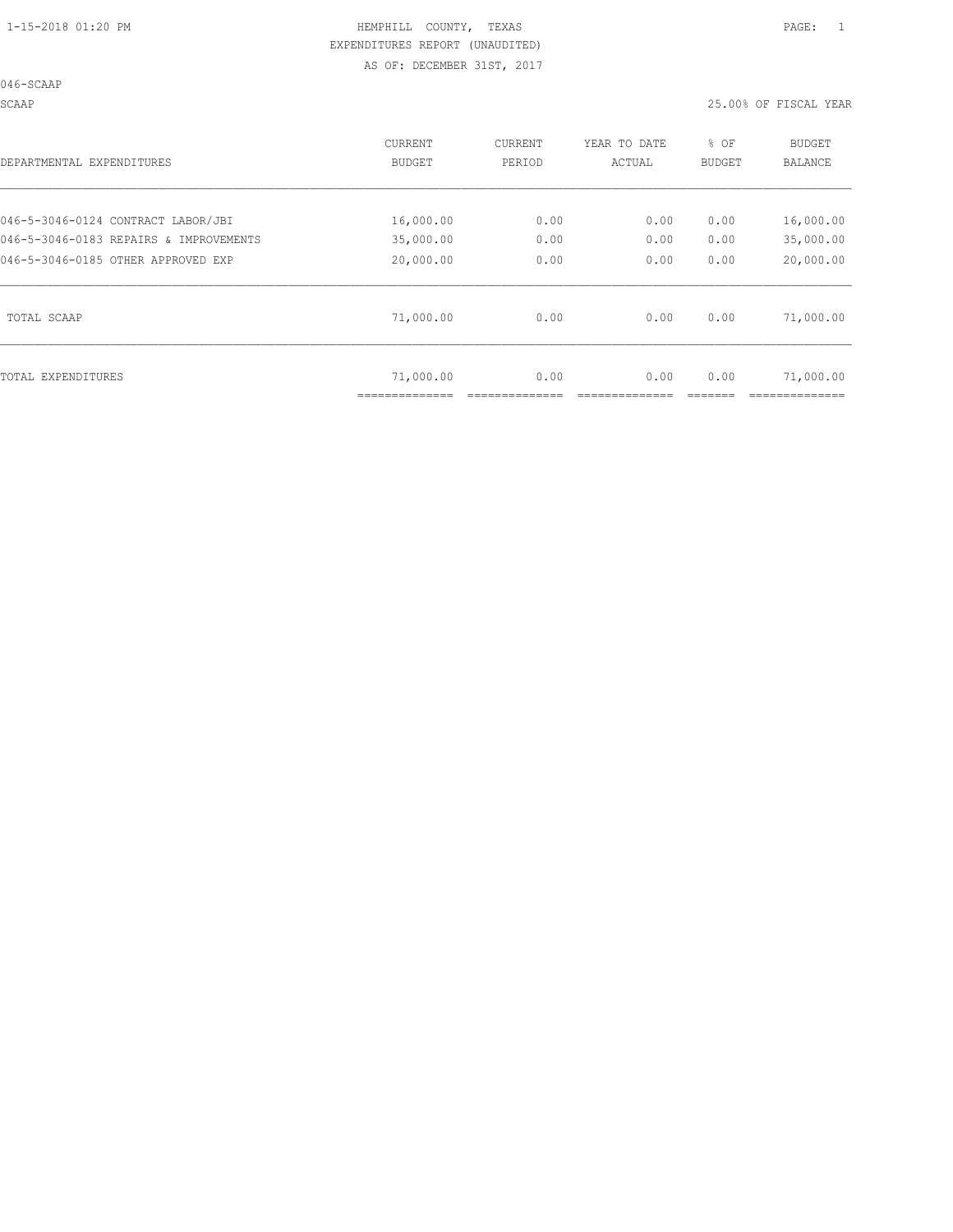HEMPHILL COUNTY, TEXAS
EXPENDITURES REPORT (UNAUDITED)
AS OF: DECEMBER 31ST, 2017

046-SCAAP

SCAAP — 25.00% OF FISCAL YEAR

| DEPARTMENTAL EXPENDITURES | CURRENT BUDGET | CURRENT PERIOD | YEAR TO DATE ACTUAL | % OF BUDGET | BUDGET BALANCE |
|---|---|---|---|---|---|
| 046-5-3046-0124 CONTRACT LABOR/JBI | 16,000.00 | 0.00 | 0.00 | 0.00 | 16,000.00 |
| 046-5-3046-0183 REPAIRS & IMPROVEMENTS | 35,000.00 | 0.00 | 0.00 | 0.00 | 35,000.00 |
| 046-5-3046-0185 OTHER APPROVED EXP | 20,000.00 | 0.00 | 0.00 | 0.00 | 20,000.00 |
| TOTAL SCAAP | 71,000.00 | 0.00 | 0.00 | 0.00 | 71,000.00 |
| TOTAL EXPENDITURES | 71,000.00 | 0.00 | 0.00 | 0.00 | 71,000.00 |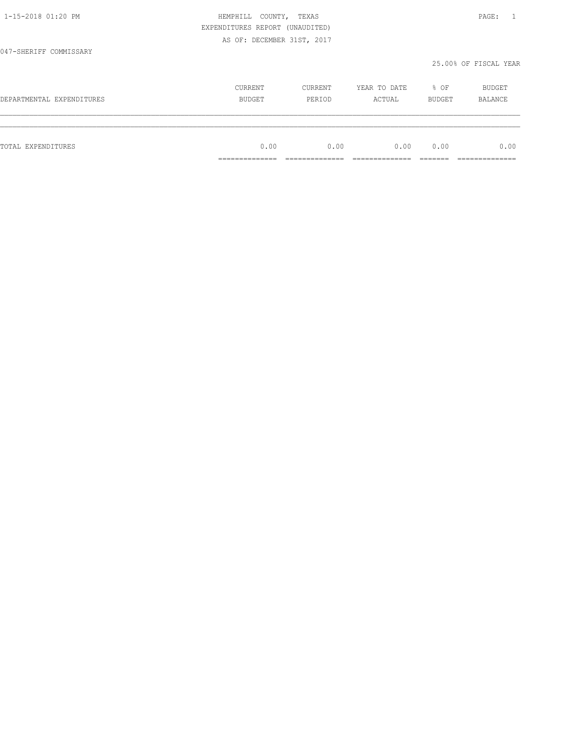HEMPHILL COUNTY, TEXAS
EXPENDITURES REPORT (UNAUDITED)
AS OF: DECEMBER 31ST, 2017

047-SHERIFF COMMISSARY

25.00% OF FISCAL YEAR

| DEPARTMENTAL EXPENDITURES | CURRENT BUDGET | CURRENT PERIOD | YEAR TO DATE ACTUAL | % OF BUDGET | BUDGET BALANCE |
|---|---|---|---|---|---|
| TOTAL EXPENDITURES | 0.00 | 0.00 | 0.00 | 0.00 | 0.00 |